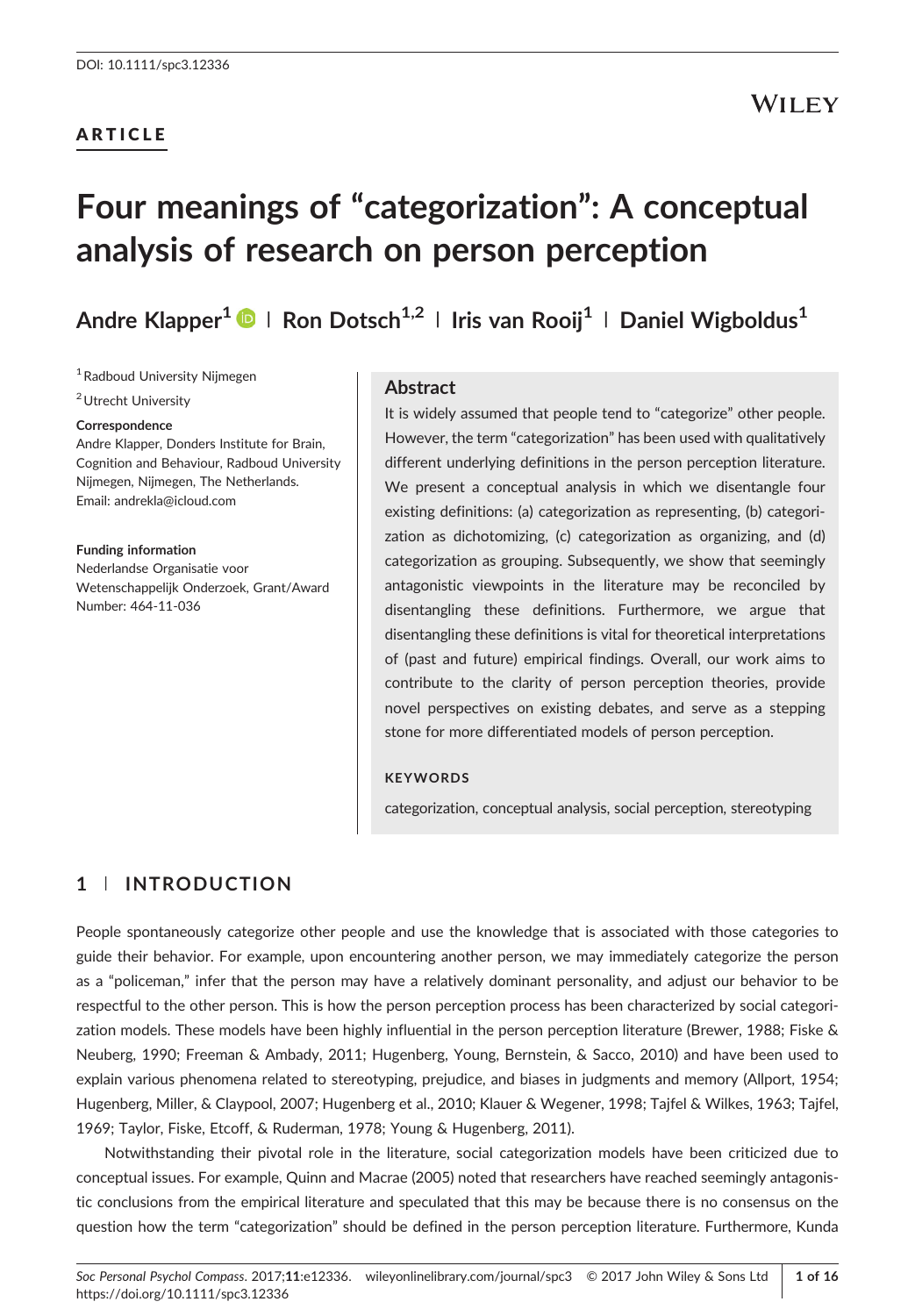DOI: 10.1111/spc3.12336

ARTICLE

# Four meanings of "categorization": A conceptual analysis of research on person perception

**Andre Klapper[1] | Ron Dotsch[1,2] | Iris van Rooij[1] | Daniel Wigboldus[1]**

[1] Radboud University Nijmegen

[2] Utrecht University

**Correspondence**
Andre Klapper, Donders Institute for Brain, Cognition and Behaviour, Radboud University Nijmegen, Nijmegen, The Netherlands.
Email: andrekla@icloud.com

**Funding information**
Nederlandse Organisatie voor Wetenschappelijk Onderzoek, Grant/Award Number: 464-11-036

## Abstract

It is widely assumed that people tend to "categorize" other people. However, the term "categorization" has been used with qualitatively different underlying definitions in the person perception literature. We present a conceptual analysis in which we disentangle four existing definitions: (a) categorization as representing, (b) categorization as dichotomizing, (c) categorization as organizing, and (d) categorization as grouping. Subsequently, we show that seemingly antagonistic viewpoints in the literature may be reconciled by disentangling these definitions. Furthermore, we argue that disentangling these definitions is vital for theoretical interpretations of (past and future) empirical findings. Overall, our work aims to contribute to the clarity of person perception theories, provide novel perspectives on existing debates, and serve as a stepping stone for more differentiated models of person perception.

**KEYWORDS**

categorization, conceptual analysis, social perception, stereotyping

## 1 | INTRODUCTION

People spontaneously categorize other people and use the knowledge that is associated with those categories to guide their behavior. For example, upon encountering another person, we may immediately categorize the person as a "policeman," infer that the person may have a relatively dominant personality, and adjust our behavior to be respectful to the other person. This is how the person perception process has been characterized by social categorization models. These models have been highly influential in the person perception literature (Brewer, 1988; Fiske & Neuberg, 1990; Freeman & Ambady, 2011; Hugenberg, Young, Bernstein, & Sacco, 2010) and have been used to explain various phenomena related to stereotyping, prejudice, and biases in judgments and memory (Allport, 1954; Hugenberg, Miller, & Claypool, 2007; Hugenberg et al., 2010; Klauer & Wegener, 1998; Tajfel & Wilkes, 1963; Tajfel, 1969; Taylor, Fiske, Etcoff, & Ruderman, 1978; Young & Hugenberg, 2011).

Notwithstanding their pivotal role in the literature, social categorization models have been criticized due to conceptual issues. For example, Quinn and Macrae (2005) noted that researchers have reached seemingly antagonistic conclusions from the empirical literature and speculated that this may be because there is no consensus on the question how the term "categorization" should be defined in the person perception literature. Furthermore, Kunda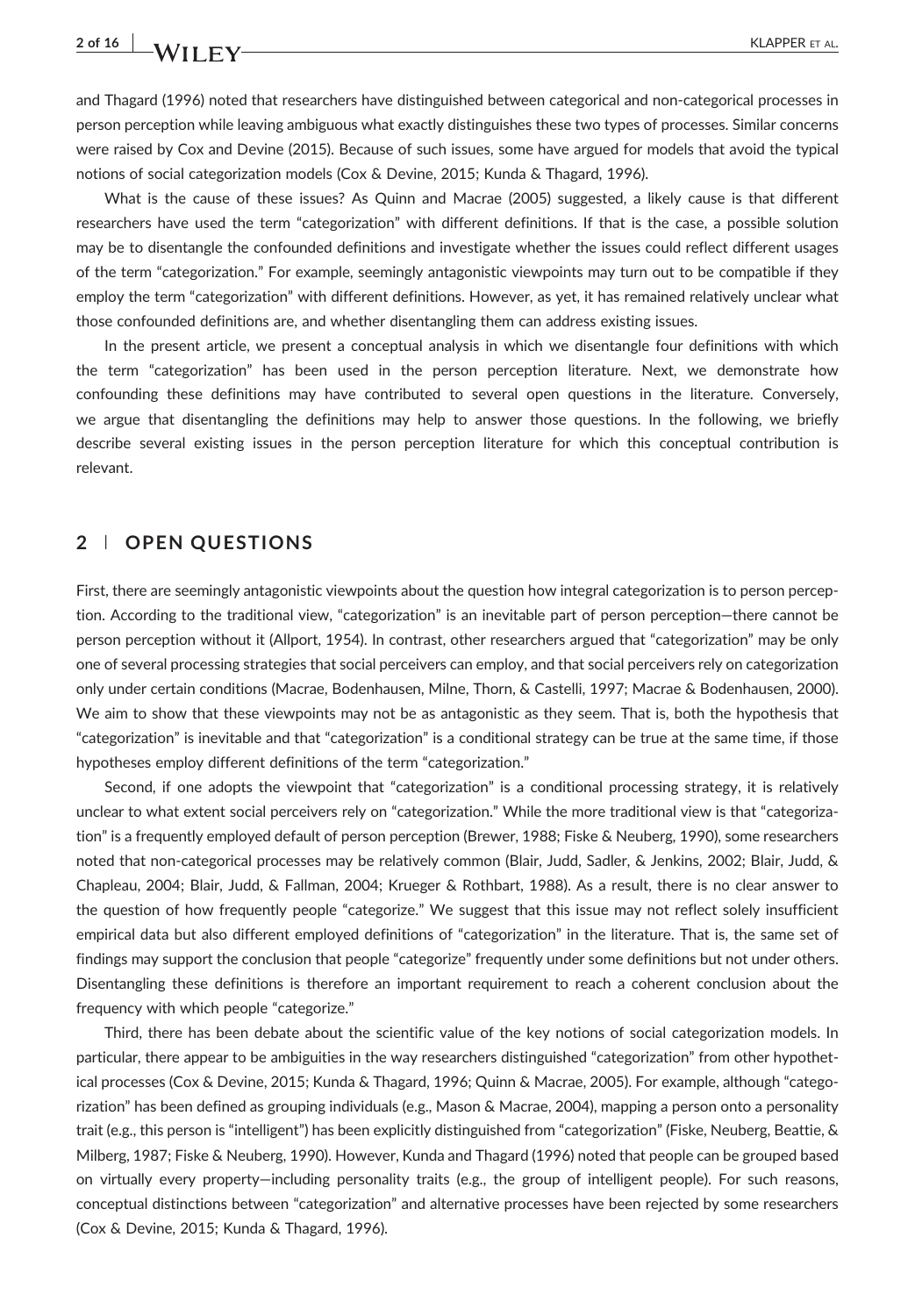and Thagard (1996) noted that researchers have distinguished between categorical and non-categorical processes in person perception while leaving ambiguous what exactly distinguishes these two types of processes. Similar concerns were raised by Cox and Devine (2015). Because of such issues, some have argued for models that avoid the typical notions of social categorization models (Cox & Devine, 2015; Kunda & Thagard, 1996).

What is the cause of these issues? As Quinn and Macrae (2005) suggested, a likely cause is that different researchers have used the term "categorization" with different definitions. If that is the case, a possible solution may be to disentangle the confounded definitions and investigate whether the issues could reflect different usages of the term "categorization." For example, seemingly antagonistic viewpoints may turn out to be compatible if they employ the term "categorization" with different definitions. However, as yet, it has remained relatively unclear what those confounded definitions are, and whether disentangling them can address existing issues.

In the present article, we present a conceptual analysis in which we disentangle four definitions with which the term "categorization" has been used in the person perception literature. Next, we demonstrate how confounding these definitions may have contributed to several open questions in the literature. Conversely, we argue that disentangling the definitions may help to answer those questions. In the following, we briefly describe several existing issues in the person perception literature for which this conceptual contribution is relevant.

## 2 | OPEN QUESTIONS

First, there are seemingly antagonistic viewpoints about the question how integral categorization is to person perception. According to the traditional view, "categorization" is an inevitable part of person perception—there cannot be person perception without it (Allport, 1954). In contrast, other researchers argued that "categorization" may be only one of several processing strategies that social perceivers can employ, and that social perceivers rely on categorization only under certain conditions (Macrae, Bodenhausen, Milne, Thorn, & Castelli, 1997; Macrae & Bodenhausen, 2000). We aim to show that these viewpoints may not be as antagonistic as they seem. That is, both the hypothesis that "categorization" is inevitable and that "categorization" is a conditional strategy can be true at the same time, if those hypotheses employ different definitions of the term "categorization."

Second, if one adopts the viewpoint that "categorization" is a conditional processing strategy, it is relatively unclear to what extent social perceivers rely on "categorization." While the more traditional view is that "categorization" is a frequently employed default of person perception (Brewer, 1988; Fiske & Neuberg, 1990), some researchers noted that non-categorical processes may be relatively common (Blair, Judd, Sadler, & Jenkins, 2002; Blair, Judd, & Chapleau, 2004; Blair, Judd, & Fallman, 2004; Krueger & Rothbart, 1988). As a result, there is no clear answer to the question of how frequently people "categorize." We suggest that this issue may not reflect solely insufficient empirical data but also different employed definitions of "categorization" in the literature. That is, the same set of findings may support the conclusion that people "categorize" frequently under some definitions but not under others. Disentangling these definitions is therefore an important requirement to reach a coherent conclusion about the frequency with which people "categorize."

Third, there has been debate about the scientific value of the key notions of social categorization models. In particular, there appear to be ambiguities in the way researchers distinguished "categorization" from other hypothetical processes (Cox & Devine, 2015; Kunda & Thagard, 1996; Quinn & Macrae, 2005). For example, although "categorization" has been defined as grouping individuals (e.g., Mason & Macrae, 2004), mapping a person onto a personality trait (e.g., this person is "intelligent") has been explicitly distinguished from "categorization" (Fiske, Neuberg, Beattie, & Milberg, 1987; Fiske & Neuberg, 1990). However, Kunda and Thagard (1996) noted that people can be grouped based on virtually every property—including personality traits (e.g., the group of intelligent people). For such reasons, conceptual distinctions between "categorization" and alternative processes have been rejected by some researchers (Cox & Devine, 2015; Kunda & Thagard, 1996).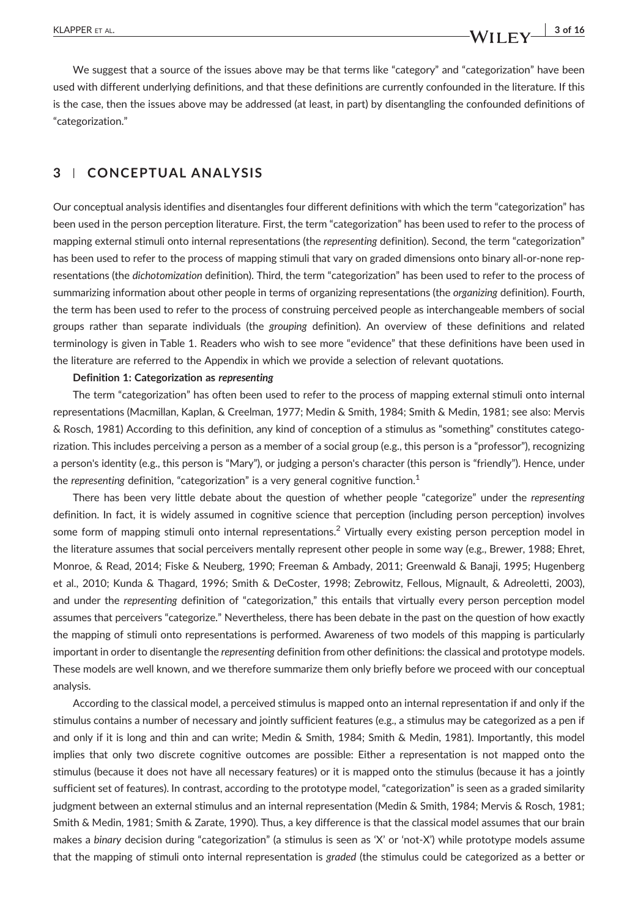We suggest that a source of the issues above may be that terms like "category" and "categorization" have been used with different underlying definitions, and that these definitions are currently confounded in the literature. If this is the case, then the issues above may be addressed (at least, in part) by disentangling the confounded definitions of "categorization."

## 3 | CONCEPTUAL ANALYSIS

Our conceptual analysis identifies and disentangles four different definitions with which the term "categorization" has been used in the person perception literature. First, the term "categorization" has been used to refer to the process of mapping external stimuli onto internal representations (the *representing* definition). Second, the term "categorization" has been used to refer to the process of mapping stimuli that vary on graded dimensions onto binary all-or-none representations (the *dichotomization* definition). Third, the term "categorization" has been used to refer to the process of summarizing information about other people in terms of organizing representations (the *organizing* definition). Fourth, the term has been used to refer to the process of construing perceived people as interchangeable members of social groups rather than separate individuals (the *grouping* definition). An overview of these definitions and related terminology is given in Table 1. Readers who wish to see more "evidence" that these definitions have been used in the literature are referred to the Appendix in which we provide a selection of relevant quotations.

**Definition 1: Categorization as *representing***

The term "categorization" has often been used to refer to the process of mapping external stimuli onto internal representations (Macmillan, Kaplan, & Creelman, 1977; Medin & Smith, 1984; Smith & Medin, 1981; see also: Mervis & Rosch, 1981) According to this definition, any kind of conception of a stimulus as "something" constitutes categorization. This includes perceiving a person as a member of a social group (e.g., this person is a "professor"), recognizing a person's identity (e.g., this person is "Mary"), or judging a person's character (this person is "friendly"). Hence, under the *representing* definition, "categorization" is a very general cognitive function.[1]

There has been very little debate about the question of whether people "categorize" under the *representing* definition. In fact, it is widely assumed in cognitive science that perception (including person perception) involves some form of mapping stimuli onto internal representations.[2] Virtually every existing person perception model in the literature assumes that social perceivers mentally represent other people in some way (e.g., Brewer, 1988; Ehret, Monroe, & Read, 2014; Fiske & Neuberg, 1990; Freeman & Ambady, 2011; Greenwald & Banaji, 1995; Hugenberg et al., 2010; Kunda & Thagard, 1996; Smith & DeCoster, 1998; Zebrowitz, Fellous, Mignault, & Adreoletti, 2003), and under the *representing* definition of "categorization," this entails that virtually every person perception model assumes that perceivers "categorize." Nevertheless, there has been debate in the past on the question of how exactly the mapping of stimuli onto representations is performed. Awareness of two models of this mapping is particularly important in order to disentangle the *representing* definition from other definitions: the classical and prototype models. These models are well known, and we therefore summarize them only briefly before we proceed with our conceptual analysis.

According to the classical model, a perceived stimulus is mapped onto an internal representation if and only if the stimulus contains a number of necessary and jointly sufficient features (e.g., a stimulus may be categorized as a pen if and only if it is long and thin and can write; Medin & Smith, 1984; Smith & Medin, 1981). Importantly, this model implies that only two discrete cognitive outcomes are possible: Either a representation is not mapped onto the stimulus (because it does not have all necessary features) or it is mapped onto the stimulus (because it has a jointly sufficient set of features). In contrast, according to the prototype model, "categorization" is seen as a graded similarity judgment between an external stimulus and an internal representation (Medin & Smith, 1984; Mervis & Rosch, 1981; Smith & Medin, 1981; Smith & Zarate, 1990). Thus, a key difference is that the classical model assumes that our brain makes a *binary* decision during "categorization" (a stimulus is seen as 'X' or 'not-X') while prototype models assume that the mapping of stimuli onto internal representation is *graded* (the stimulus could be categorized as a better or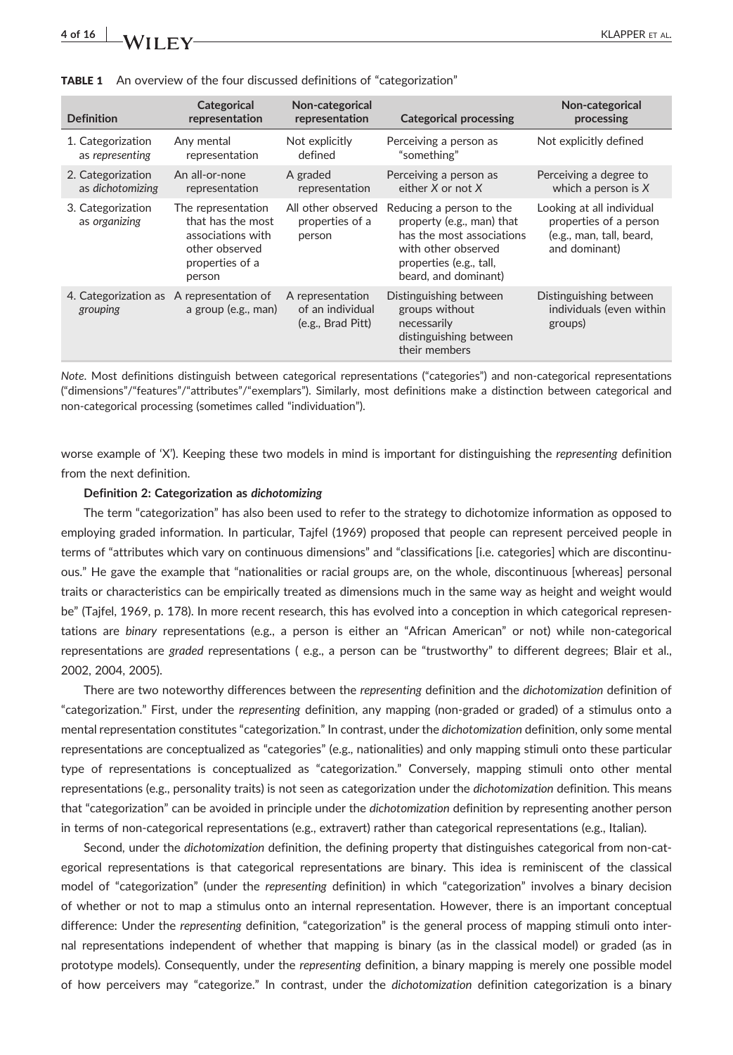**TABLE 1** An overview of the four discussed definitions of "categorization"

| Definition | Categorical representation | Non-categorical representation | Categorical processing | Non-categorical processing |
|---|---|---|---|---|
| 1. Categorization as *representing* | Any mental representation | Not explicitly defined | Perceiving a person as "something" | Not explicitly defined |
| 2. Categorization as *dichotomizing* | An all-or-none representation | A graded representation | Perceiving a person as either *X* or not *X* | Perceiving a degree to which a person is *X* |
| 3. Categorization as *organizing* | The representation that has the most associations with other observed properties of a person | All other observed properties of a person | Reducing a person to the property (e.g., man) that has the most associations with other observed properties (e.g., tall, beard, and dominant) | Looking at all individual properties of a person (e.g., man, tall, beard, and dominant) |
| 4. Categorization as *grouping* | A representation of a group (e.g., man) | A representation of an individual (e.g., Brad Pitt) | Distinguishing between groups without necessarily distinguishing between their members | Distinguishing between individuals (even within groups) |

*Note*. Most definitions distinguish between categorical representations ("categories") and non-categorical representations ("dimensions"/"features"/"attributes"/"exemplars"). Similarly, most definitions make a distinction between categorical and non-categorical processing (sometimes called "individuation").

worse example of 'X'). Keeping these two models in mind is important for distinguishing the *representing* definition from the next definition.

**Definition 2: Categorization as *dichotomizing***

The term "categorization" has also been used to refer to the strategy to dichotomize information as opposed to employing graded information. In particular, Tajfel (1969) proposed that people can represent perceived people in terms of "attributes which vary on continuous dimensions" and "classifications [i.e. categories] which are discontinuous." He gave the example that "nationalities or racial groups are, on the whole, discontinuous [whereas] personal traits or characteristics can be empirically treated as dimensions much in the same way as height and weight would be" (Tajfel, 1969, p. 178). In more recent research, this has evolved into a conception in which categorical representations are *binary* representations (e.g., a person is either an "African American" or not) while non-categorical representations are *graded* representations ( e.g., a person can be "trustworthy" to different degrees; Blair et al., 2002, 2004, 2005).

There are two noteworthy differences between the *representing* definition and the *dichotomization* definition of "categorization." First, under the *representing* definition, any mapping (non-graded or graded) of a stimulus onto a mental representation constitutes "categorization." In contrast, under the *dichotomization* definition, only some mental representations are conceptualized as "categories" (e.g., nationalities) and only mapping stimuli onto these particular type of representations is conceptualized as "categorization." Conversely, mapping stimuli onto other mental representations (e.g., personality traits) is not seen as categorization under the *dichotomization* definition. This means that "categorization" can be avoided in principle under the *dichotomization* definition by representing another person in terms of non-categorical representations (e.g., extravert) rather than categorical representations (e.g., Italian).

Second, under the *dichotomization* definition, the defining property that distinguishes categorical from non-categorical representations is that categorical representations are binary. This idea is reminiscent of the classical model of "categorization" (under the *representing* definition) in which "categorization" involves a binary decision of whether or not to map a stimulus onto an internal representation. However, there is an important conceptual difference: Under the *representing* definition, "categorization" is the general process of mapping stimuli onto internal representations independent of whether that mapping is binary (as in the classical model) or graded (as in prototype models). Consequently, under the *representing* definition, a binary mapping is merely one possible model of how perceivers may "categorize." In contrast, under the *dichotomization* definition categorization is a binary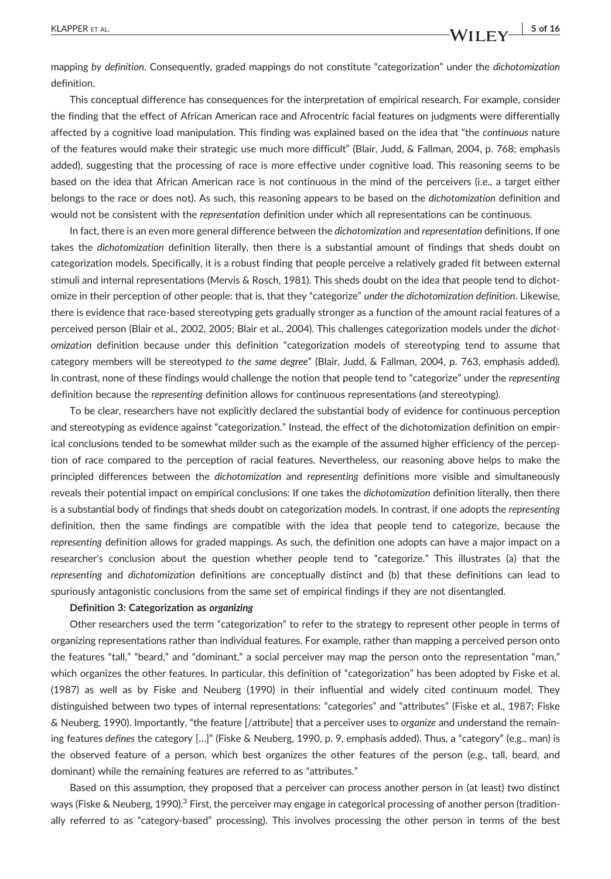mapping *by definition*. Consequently, graded mappings do not constitute "categorization" under the *dichotomization* definition.

This conceptual difference has consequences for the interpretation of empirical research. For example, consider the finding that the effect of African American race and Afrocentric facial features on judgments were differentially affected by a cognitive load manipulation. This finding was explained based on the idea that "the *continuous* nature of the features would make their strategic use much more difficult" (Blair, Judd, & Fallman, 2004, p. 768; emphasis added), suggesting that the processing of race is more effective under cognitive load. This reasoning seems to be based on the idea that African American race is not continuous in the mind of the perceivers (i.e., a target either belongs to the race or does not). As such, this reasoning appears to be based on the *dichotomization* definition and would not be consistent with the *representation* definition under which all representations can be continuous.

In fact, there is an even more general difference between the *dichotomization* and *representation* definitions. If one takes the *dichotomization* definition literally, then there is a substantial amount of findings that sheds doubt on categorization models. Specifically, it is a robust finding that people perceive a relatively graded fit between external stimuli and internal representations (Mervis & Rosch, 1981). This sheds doubt on the idea that people tend to dichotomize in their perception of other people: that is, that they "categorize" *under the dichotomization definition*. Likewise, there is evidence that race-based stereotyping gets gradually stronger as a function of the amount racial features of a perceived person (Blair et al., 2002, 2005; Blair et al., 2004). This challenges categorization models under the *dichotomization* definition because under this definition "categorization models of stereotyping tend to assume that category members will be stereotyped *to the same degree*" (Blair, Judd, & Fallman, 2004, p. 763, emphasis added). In contrast, none of these findings would challenge the notion that people tend to "categorize" under the *representing* definition because the *representing* definition allows for continuous representations (and stereotyping).

To be clear, researchers have not explicitly declared the substantial body of evidence for continuous perception and stereotyping as evidence against "categorization." Instead, the effect of the dichotomization definition on empirical conclusions tended to be somewhat milder such as the example of the assumed higher efficiency of the perception of race compared to the perception of racial features. Nevertheless, our reasoning above helps to make the principled differences between the *dichotomization* and *representing* definitions more visible and simultaneously reveals their potential impact on empirical conclusions: If one takes the *dichotomization* definition literally, then there is a substantial body of findings that sheds doubt on categorization models. In contrast, if one adopts the *representing* definition, then the same findings are compatible with the idea that people tend to categorize, because the *representing* definition allows for graded mappings. As such, the definition one adopts can have a major impact on a researcher's conclusion about the question whether people tend to "categorize." This illustrates (a) that the *representing* and *dichotomization* definitions are conceptually distinct and (b) that these definitions can lead to spuriously antagonistic conclusions from the same set of empirical findings if they are not disentangled.

**Definition 3: Categorization as *organizing***

Other researchers used the term "categorization" to refer to the strategy to represent other people in terms of organizing representations rather than individual features. For example, rather than mapping a perceived person onto the features "tall," "beard," and "dominant," a social perceiver may map the person onto the representation "man," which organizes the other features. In particular, this definition of "categorization" has been adopted by Fiske et al. (1987) as well as by Fiske and Neuberg (1990) in their influential and widely cited continuum model. They distinguished between two types of internal representations: "categories" and "attributes" (Fiske et al., 1987; Fiske & Neuberg, 1990). Importantly, "the feature [/attribute] that a perceiver uses to *organize* and understand the remaining features *defines* the category […]" (Fiske & Neuberg, 1990, p. 9, emphasis added). Thus, a "category" (e.g., man) is the observed feature of a person, which best organizes the other features of the person (e.g., tall, beard, and dominant) while the remaining features are referred to as "attributes."

Based on this assumption, they proposed that a perceiver can process another person in (at least) two distinct ways (Fiske & Neuberg, 1990).[3] First, the perceiver may engage in categorical processing of another person (traditionally referred to as "category-based" processing). This involves processing the other person in terms of the best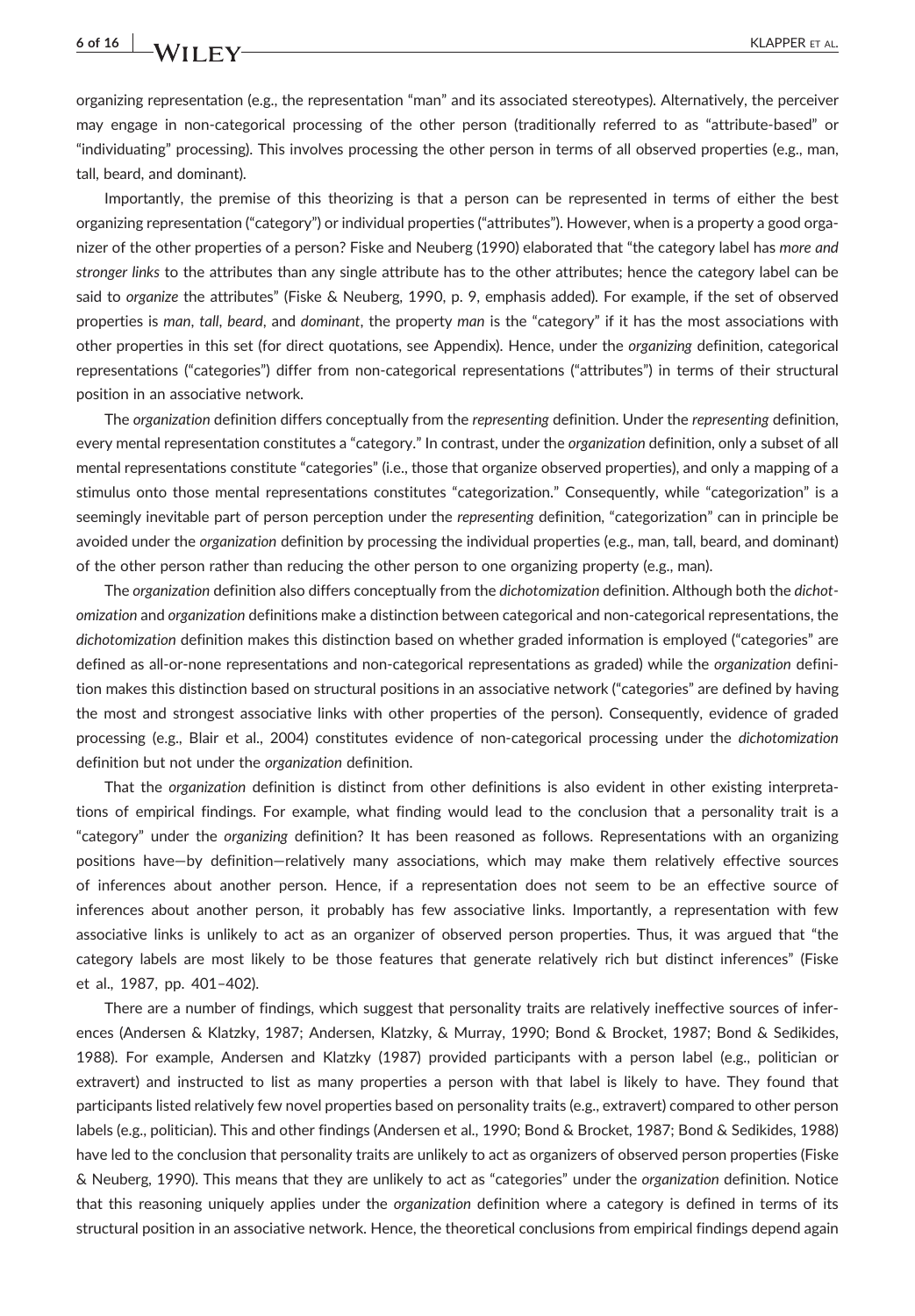organizing representation (e.g., the representation "man" and its associated stereotypes). Alternatively, the perceiver may engage in non-categorical processing of the other person (traditionally referred to as "attribute-based" or "individuating" processing). This involves processing the other person in terms of all observed properties (e.g., man, tall, beard, and dominant).

Importantly, the premise of this theorizing is that a person can be represented in terms of either the best organizing representation ("category") or individual properties ("attributes"). However, when is a property a good organizer of the other properties of a person? Fiske and Neuberg (1990) elaborated that "the category label has *more and stronger links* to the attributes than any single attribute has to the other attributes; hence the category label can be said to *organize* the attributes" (Fiske & Neuberg, 1990, p. 9, emphasis added). For example, if the set of observed properties is *man*, *tall*, *beard*, and *dominant*, the property *man* is the "category" if it has the most associations with other properties in this set (for direct quotations, see Appendix). Hence, under the *organizing* definition, categorical representations ("categories") differ from non-categorical representations ("attributes") in terms of their structural position in an associative network.

The *organization* definition differs conceptually from the *representing* definition. Under the *representing* definition, every mental representation constitutes a "category." In contrast, under the *organization* definition, only a subset of all mental representations constitute "categories" (i.e., those that organize observed properties), and only a mapping of a stimulus onto those mental representations constitutes "categorization." Consequently, while "categorization" is a seemingly inevitable part of person perception under the *representing* definition, "categorization" can in principle be avoided under the *organization* definition by processing the individual properties (e.g., man, tall, beard, and dominant) of the other person rather than reducing the other person to one organizing property (e.g., man).

The *organization* definition also differs conceptually from the *dichotomization* definition. Although both the *dichotomization* and *organization* definitions make a distinction between categorical and non-categorical representations, the *dichotomization* definition makes this distinction based on whether graded information is employed ("categories" are defined as all-or-none representations and non-categorical representations as graded) while the *organization* definition makes this distinction based on structural positions in an associative network ("categories" are defined by having the most and strongest associative links with other properties of the person). Consequently, evidence of graded processing (e.g., Blair et al., 2004) constitutes evidence of non-categorical processing under the *dichotomization* definition but not under the *organization* definition.

That the *organization* definition is distinct from other definitions is also evident in other existing interpretations of empirical findings. For example, what finding would lead to the conclusion that a personality trait is a "category" under the *organizing* definition? It has been reasoned as follows. Representations with an organizing positions have—by definition—relatively many associations, which may make them relatively effective sources of inferences about another person. Hence, if a representation does not seem to be an effective source of inferences about another person, it probably has few associative links. Importantly, a representation with few associative links is unlikely to act as an organizer of observed person properties. Thus, it was argued that "the category labels are most likely to be those features that generate relatively rich but distinct inferences" (Fiske et al., 1987, pp. 401–402).

There are a number of findings, which suggest that personality traits are relatively ineffective sources of inferences (Andersen & Klatzky, 1987; Andersen, Klatzky, & Murray, 1990; Bond & Brocket, 1987; Bond & Sedikides, 1988). For example, Andersen and Klatzky (1987) provided participants with a person label (e.g., politician or extravert) and instructed to list as many properties a person with that label is likely to have. They found that participants listed relatively few novel properties based on personality traits (e.g., extravert) compared to other person labels (e.g., politician). This and other findings (Andersen et al., 1990; Bond & Brocket, 1987; Bond & Sedikides, 1988) have led to the conclusion that personality traits are unlikely to act as organizers of observed person properties (Fiske & Neuberg, 1990). This means that they are unlikely to act as "categories" under the *organization* definition. Notice that this reasoning uniquely applies under the *organization* definition where a category is defined in terms of its structural position in an associative network. Hence, the theoretical conclusions from empirical findings depend again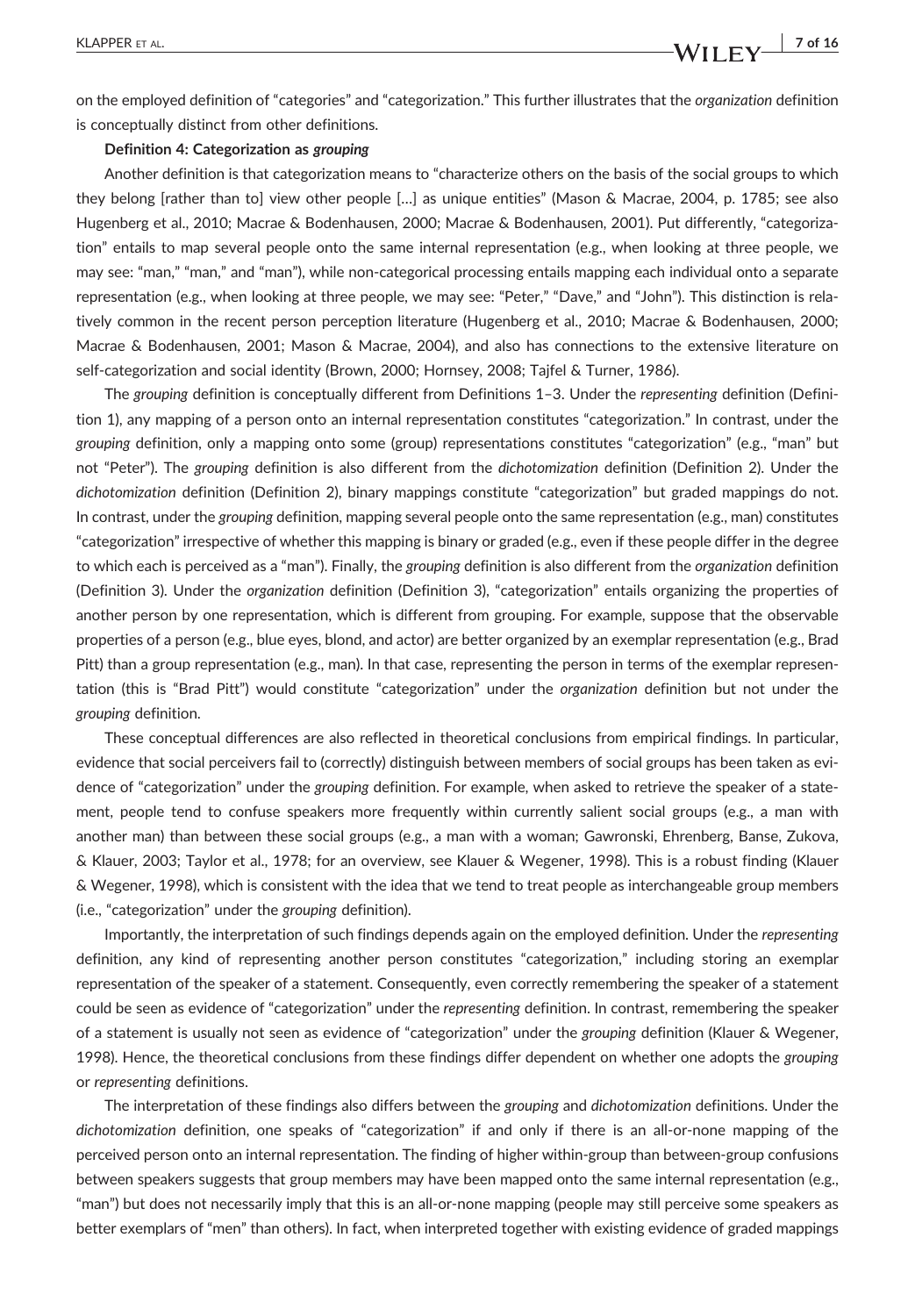on the employed definition of "categories" and "categorization." This further illustrates that the *organization* definition is conceptually distinct from other definitions.

**Definition 4: Categorization as *grouping***

Another definition is that categorization means to "characterize others on the basis of the social groups to which they belong [rather than to] view other people […] as unique entities" (Mason & Macrae, 2004, p. 1785; see also Hugenberg et al., 2010; Macrae & Bodenhausen, 2000; Macrae & Bodenhausen, 2001). Put differently, "categorization" entails to map several people onto the same internal representation (e.g., when looking at three people, we may see: "man," "man," and "man"), while non-categorical processing entails mapping each individual onto a separate representation (e.g., when looking at three people, we may see: "Peter," "Dave," and "John"). This distinction is relatively common in the recent person perception literature (Hugenberg et al., 2010; Macrae & Bodenhausen, 2000; Macrae & Bodenhausen, 2001; Mason & Macrae, 2004), and also has connections to the extensive literature on self-categorization and social identity (Brown, 2000; Hornsey, 2008; Tajfel & Turner, 1986).

The *grouping* definition is conceptually different from Definitions 1–3. Under the *representing* definition (Definition 1), any mapping of a person onto an internal representation constitutes "categorization." In contrast, under the *grouping* definition, only a mapping onto some (group) representations constitutes "categorization" (e.g., "man" but not "Peter"). The *grouping* definition is also different from the *dichotomization* definition (Definition 2). Under the *dichotomization* definition (Definition 2), binary mappings constitute "categorization" but graded mappings do not. In contrast, under the *grouping* definition, mapping several people onto the same representation (e.g., man) constitutes "categorization" irrespective of whether this mapping is binary or graded (e.g., even if these people differ in the degree to which each is perceived as a "man"). Finally, the *grouping* definition is also different from the *organization* definition (Definition 3). Under the *organization* definition (Definition 3), "categorization" entails organizing the properties of another person by one representation, which is different from grouping. For example, suppose that the observable properties of a person (e.g., blue eyes, blond, and actor) are better organized by an exemplar representation (e.g., Brad Pitt) than a group representation (e.g., man). In that case, representing the person in terms of the exemplar representation (this is "Brad Pitt") would constitute "categorization" under the *organization* definition but not under the *grouping* definition.

These conceptual differences are also reflected in theoretical conclusions from empirical findings. In particular, evidence that social perceivers fail to (correctly) distinguish between members of social groups has been taken as evidence of "categorization" under the *grouping* definition. For example, when asked to retrieve the speaker of a statement, people tend to confuse speakers more frequently within currently salient social groups (e.g., a man with another man) than between these social groups (e.g., a man with a woman; Gawronski, Ehrenberg, Banse, Zukova, & Klauer, 2003; Taylor et al., 1978; for an overview, see Klauer & Wegener, 1998). This is a robust finding (Klauer & Wegener, 1998), which is consistent with the idea that we tend to treat people as interchangeable group members (i.e., "categorization" under the *grouping* definition).

Importantly, the interpretation of such findings depends again on the employed definition. Under the *representing* definition, any kind of representing another person constitutes "categorization," including storing an exemplar representation of the speaker of a statement. Consequently, even correctly remembering the speaker of a statement could be seen as evidence of "categorization" under the *representing* definition. In contrast, remembering the speaker of a statement is usually not seen as evidence of "categorization" under the *grouping* definition (Klauer & Wegener, 1998). Hence, the theoretical conclusions from these findings differ dependent on whether one adopts the *grouping* or *representing* definitions.

The interpretation of these findings also differs between the *grouping* and *dichotomization* definitions. Under the *dichotomization* definition, one speaks of "categorization" if and only if there is an all-or-none mapping of the perceived person onto an internal representation. The finding of higher within-group than between-group confusions between speakers suggests that group members may have been mapped onto the same internal representation (e.g., "man") but does not necessarily imply that this is an all-or-none mapping (people may still perceive some speakers as better exemplars of "men" than others). In fact, when interpreted together with existing evidence of graded mappings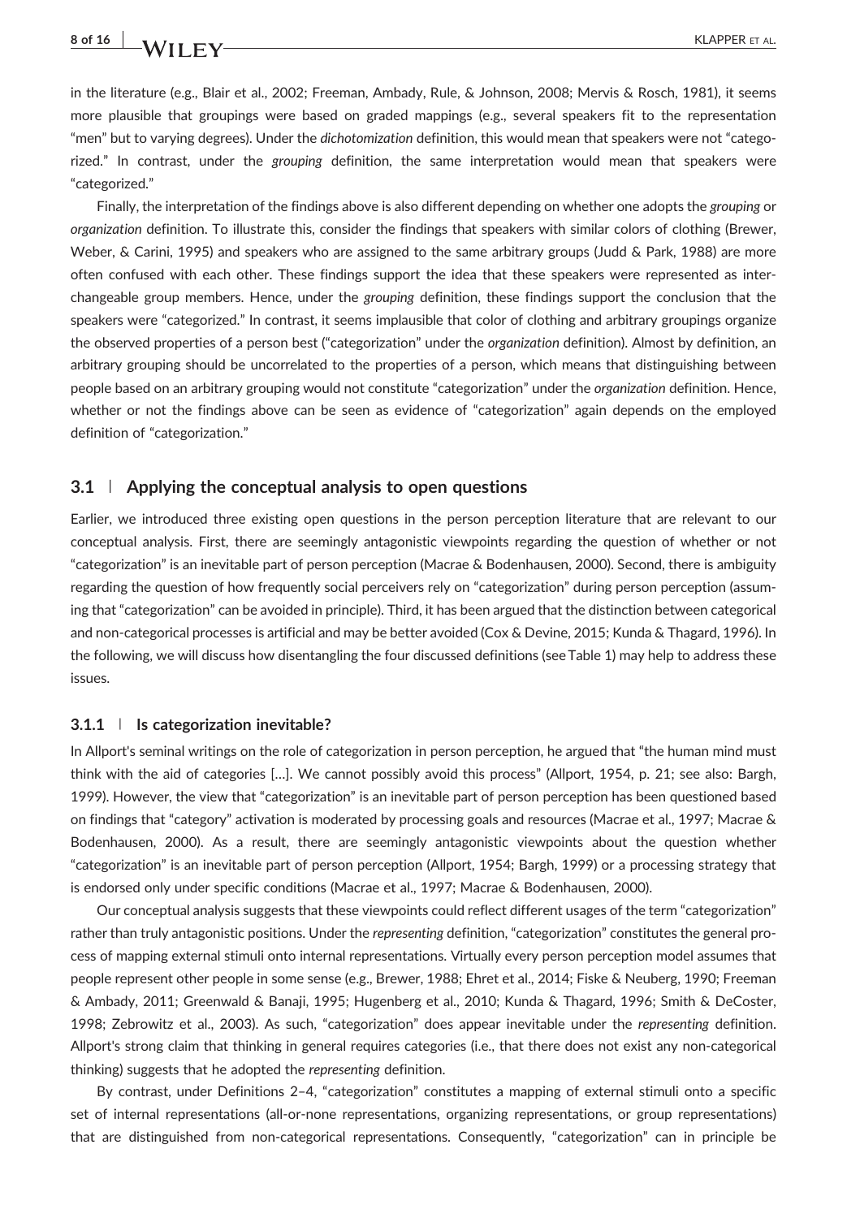in the literature (e.g., Blair et al., 2002; Freeman, Ambady, Rule, & Johnson, 2008; Mervis & Rosch, 1981), it seems more plausible that groupings were based on graded mappings (e.g., several speakers fit to the representation "men" but to varying degrees). Under the *dichotomization* definition, this would mean that speakers were not "categorized." In contrast, under the *grouping* definition, the same interpretation would mean that speakers were "categorized."

Finally, the interpretation of the findings above is also different depending on whether one adopts the *grouping* or *organization* definition. To illustrate this, consider the findings that speakers with similar colors of clothing (Brewer, Weber, & Carini, 1995) and speakers who are assigned to the same arbitrary groups (Judd & Park, 1988) are more often confused with each other. These findings support the idea that these speakers were represented as interchangeable group members. Hence, under the *grouping* definition, these findings support the conclusion that the speakers were "categorized." In contrast, it seems implausible that color of clothing and arbitrary groupings organize the observed properties of a person best ("categorization" under the *organization* definition). Almost by definition, an arbitrary grouping should be uncorrelated to the properties of a person, which means that distinguishing between people based on an arbitrary grouping would not constitute "categorization" under the *organization* definition. Hence, whether or not the findings above can be seen as evidence of "categorization" again depends on the employed definition of "categorization."

## 3.1 | Applying the conceptual analysis to open questions

Earlier, we introduced three existing open questions in the person perception literature that are relevant to our conceptual analysis. First, there are seemingly antagonistic viewpoints regarding the question of whether or not "categorization" is an inevitable part of person perception (Macrae & Bodenhausen, 2000). Second, there is ambiguity regarding the question of how frequently social perceivers rely on "categorization" during person perception (assuming that "categorization" can be avoided in principle). Third, it has been argued that the distinction between categorical and non-categorical processes is artificial and may be better avoided (Cox & Devine, 2015; Kunda & Thagard, 1996). In the following, we will discuss how disentangling the four discussed definitions (see Table 1) may help to address these issues.

### 3.1.1 | Is categorization inevitable?

In Allport's seminal writings on the role of categorization in person perception, he argued that "the human mind must think with the aid of categories [...]. We cannot possibly avoid this process" (Allport, 1954, p. 21; see also: Bargh, 1999). However, the view that "categorization" is an inevitable part of person perception has been questioned based on findings that "category" activation is moderated by processing goals and resources (Macrae et al., 1997; Macrae & Bodenhausen, 2000). As a result, there are seemingly antagonistic viewpoints about the question whether "categorization" is an inevitable part of person perception (Allport, 1954; Bargh, 1999) or a processing strategy that is endorsed only under specific conditions (Macrae et al., 1997; Macrae & Bodenhausen, 2000).

Our conceptual analysis suggests that these viewpoints could reflect different usages of the term "categorization" rather than truly antagonistic positions. Under the *representing* definition, "categorization" constitutes the general process of mapping external stimuli onto internal representations. Virtually every person perception model assumes that people represent other people in some sense (e.g., Brewer, 1988; Ehret et al., 2014; Fiske & Neuberg, 1990; Freeman & Ambady, 2011; Greenwald & Banaji, 1995; Hugenberg et al., 2010; Kunda & Thagard, 1996; Smith & DeCoster, 1998; Zebrowitz et al., 2003). As such, "categorization" does appear inevitable under the *representing* definition. Allport's strong claim that thinking in general requires categories (i.e., that there does not exist any non-categorical thinking) suggests that he adopted the *representing* definition.

By contrast, under Definitions 2–4, "categorization" constitutes a mapping of external stimuli onto a specific set of internal representations (all-or-none representations, organizing representations, or group representations) that are distinguished from non-categorical representations. Consequently, "categorization" can in principle be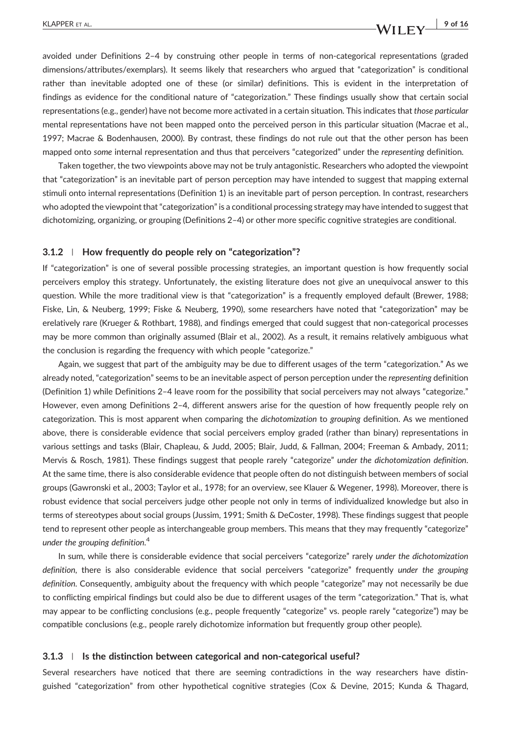avoided under Definitions 2–4 by construing other people in terms of non-categorical representations (graded dimensions/attributes/exemplars). It seems likely that researchers who argued that "categorization" is conditional rather than inevitable adopted one of these (or similar) definitions. This is evident in the interpretation of findings as evidence for the conditional nature of "categorization." These findings usually show that certain social representations (e.g., gender) have not become more activated in a certain situation. This indicates that *those particular* mental representations have not been mapped onto the perceived person in this particular situation (Macrae et al., 1997; Macrae & Bodenhausen, 2000). By contrast, these findings do not rule out that the other person has been mapped onto *some* internal representation and thus that perceivers "categorized" under the *representing* definition.

Taken together, the two viewpoints above may not be truly antagonistic. Researchers who adopted the viewpoint that "categorization" is an inevitable part of person perception may have intended to suggest that mapping external stimuli onto internal representations (Definition 1) is an inevitable part of person perception. In contrast, researchers who adopted the viewpoint that "categorization" is a conditional processing strategy may have intended to suggest that dichotomizing, organizing, or grouping (Definitions 2–4) or other more specific cognitive strategies are conditional.

### 3.1.2 | How frequently do people rely on "categorization"?

If "categorization" is one of several possible processing strategies, an important question is how frequently social perceivers employ this strategy. Unfortunately, the existing literature does not give an unequivocal answer to this question. While the more traditional view is that "categorization" is a frequently employed default (Brewer, 1988; Fiske, Lin, & Neuberg, 1999; Fiske & Neuberg, 1990), some researchers have noted that "categorization" may be erelatively rare (Krueger & Rothbart, 1988), and findings emerged that could suggest that non-categorical processes may be more common than originally assumed (Blair et al., 2002). As a result, it remains relatively ambiguous what the conclusion is regarding the frequency with which people "categorize."

Again, we suggest that part of the ambiguity may be due to different usages of the term "categorization." As we already noted, "categorization" seems to be an inevitable aspect of person perception under the *representing* definition (Definition 1) while Definitions 2–4 leave room for the possibility that social perceivers may not always "categorize." However, even among Definitions 2–4, different answers arise for the question of how frequently people rely on categorization. This is most apparent when comparing the *dichotomization* to *grouping* definition. As we mentioned above, there is considerable evidence that social perceivers employ graded (rather than binary) representations in various settings and tasks (Blair, Chapleau, & Judd, 2005; Blair, Judd, & Fallman, 2004; Freeman & Ambady, 2011; Mervis & Rosch, 1981). These findings suggest that people rarely "categorize" *under the dichotomization definition*. At the same time, there is also considerable evidence that people often do not distinguish between members of social groups (Gawronski et al., 2003; Taylor et al., 1978; for an overview, see Klauer & Wegener, 1998). Moreover, there is robust evidence that social perceivers judge other people not only in terms of individualized knowledge but also in terms of stereotypes about social groups (Jussim, 1991; Smith & DeCoster, 1998). These findings suggest that people tend to represent other people as interchangeable group members. This means that they may frequently "categorize" *under the grouping definition*.[4]

In sum, while there is considerable evidence that social perceivers "categorize" rarely *under the dichotomization definition*, there is also considerable evidence that social perceivers "categorize" frequently *under the grouping definition*. Consequently, ambiguity about the frequency with which people "categorize" may not necessarily be due to conflicting empirical findings but could also be due to different usages of the term "categorization." That is, what may appear to be conflicting conclusions (e.g., people frequently "categorize" vs. people rarely "categorize") may be compatible conclusions (e.g., people rarely dichotomize information but frequently group other people).

### 3.1.3 | Is the distinction between categorical and non-categorical useful?

Several researchers have noticed that there are seeming contradictions in the way researchers have distinguished "categorization" from other hypothetical cognitive strategies (Cox & Devine, 2015; Kunda & Thagard,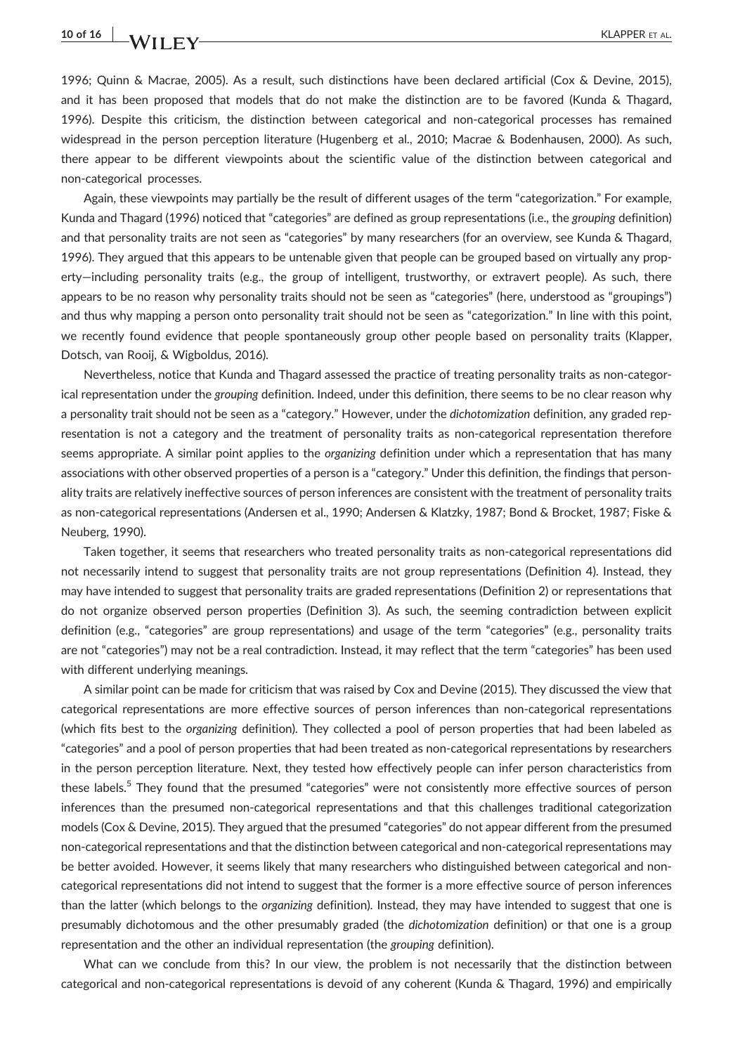1996; Quinn & Macrae, 2005). As a result, such distinctions have been declared artificial (Cox & Devine, 2015), and it has been proposed that models that do not make the distinction are to be favored (Kunda & Thagard, 1996). Despite this criticism, the distinction between categorical and non-categorical processes has remained widespread in the person perception literature (Hugenberg et al., 2010; Macrae & Bodenhausen, 2000). As such, there appear to be different viewpoints about the scientific value of the distinction between categorical and non-categorical processes.

Again, these viewpoints may partially be the result of different usages of the term "categorization." For example, Kunda and Thagard (1996) noticed that "categories" are defined as group representations (i.e., the *grouping* definition) and that personality traits are not seen as "categories" by many researchers (for an overview, see Kunda & Thagard, 1996). They argued that this appears to be untenable given that people can be grouped based on virtually any property—including personality traits (e.g., the group of intelligent, trustworthy, or extravert people). As such, there appears to be no reason why personality traits should not be seen as "categories" (here, understood as "groupings") and thus why mapping a person onto personality trait should not be seen as "categorization." In line with this point, we recently found evidence that people spontaneously group other people based on personality traits (Klapper, Dotsch, van Rooij, & Wigboldus, 2016).

Nevertheless, notice that Kunda and Thagard assessed the practice of treating personality traits as non-categorical representation under the *grouping* definition. Indeed, under this definition, there seems to be no clear reason why a personality trait should not be seen as a "category." However, under the *dichotomization* definition, any graded representation is not a category and the treatment of personality traits as non-categorical representation therefore seems appropriate. A similar point applies to the *organizing* definition under which a representation that has many associations with other observed properties of a person is a "category." Under this definition, the findings that personality traits are relatively ineffective sources of person inferences are consistent with the treatment of personality traits as non-categorical representations (Andersen et al., 1990; Andersen & Klatzky, 1987; Bond & Brocket, 1987; Fiske & Neuberg, 1990).

Taken together, it seems that researchers who treated personality traits as non-categorical representations did not necessarily intend to suggest that personality traits are not group representations (Definition 4). Instead, they may have intended to suggest that personality traits are graded representations (Definition 2) or representations that do not organize observed person properties (Definition 3). As such, the seeming contradiction between explicit definition (e.g., "categories" are group representations) and usage of the term "categories" (e.g., personality traits are not "categories") may not be a real contradiction. Instead, it may reflect that the term "categories" has been used with different underlying meanings.

A similar point can be made for criticism that was raised by Cox and Devine (2015). They discussed the view that categorical representations are more effective sources of person inferences than non-categorical representations (which fits best to the *organizing* definition). They collected a pool of person properties that had been labeled as "categories" and a pool of person properties that had been treated as non-categorical representations by researchers in the person perception literature. Next, they tested how effectively people can infer person characteristics from these labels.[5] They found that the presumed "categories" were not consistently more effective sources of person inferences than the presumed non-categorical representations and that this challenges traditional categorization models (Cox & Devine, 2015). They argued that the presumed "categories" do not appear different from the presumed non-categorical representations and that the distinction between categorical and non-categorical representations may be better avoided. However, it seems likely that many researchers who distinguished between categorical and non-categorical representations did not intend to suggest that the former is a more effective source of person inferences than the latter (which belongs to the *organizing* definition). Instead, they may have intended to suggest that one is presumably dichotomous and the other presumably graded (the *dichotomization* definition) or that one is a group representation and the other an individual representation (the *grouping* definition).

What can we conclude from this? In our view, the problem is not necessarily that the distinction between categorical and non-categorical representations is devoid of any coherent (Kunda & Thagard, 1996) and empirically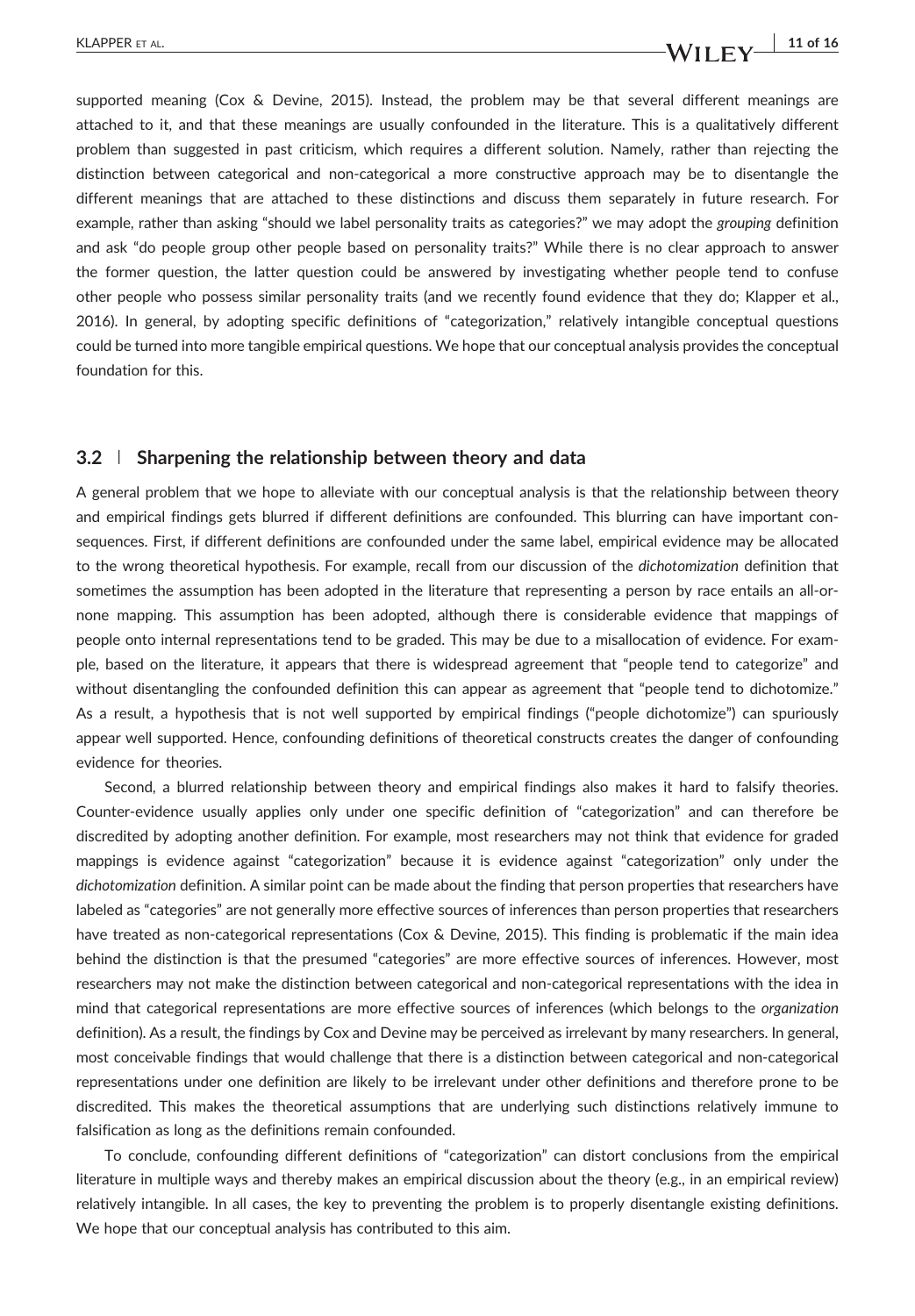supported meaning (Cox & Devine, 2015). Instead, the problem may be that several different meanings are attached to it, and that these meanings are usually confounded in the literature. This is a qualitatively different problem than suggested in past criticism, which requires a different solution. Namely, rather than rejecting the distinction between categorical and non-categorical a more constructive approach may be to disentangle the different meanings that are attached to these distinctions and discuss them separately in future research. For example, rather than asking "should we label personality traits as categories?" we may adopt the *grouping* definition and ask "do people group other people based on personality traits?" While there is no clear approach to answer the former question, the latter question could be answered by investigating whether people tend to confuse other people who possess similar personality traits (and we recently found evidence that they do; Klapper et al., 2016). In general, by adopting specific definitions of "categorization," relatively intangible conceptual questions could be turned into more tangible empirical questions. We hope that our conceptual analysis provides the conceptual foundation for this.

## 3.2 | Sharpening the relationship between theory and data

A general problem that we hope to alleviate with our conceptual analysis is that the relationship between theory and empirical findings gets blurred if different definitions are confounded. This blurring can have important consequences. First, if different definitions are confounded under the same label, empirical evidence may be allocated to the wrong theoretical hypothesis. For example, recall from our discussion of the *dichotomization* definition that sometimes the assumption has been adopted in the literature that representing a person by race entails an all-or-none mapping. This assumption has been adopted, although there is considerable evidence that mappings of people onto internal representations tend to be graded. This may be due to a misallocation of evidence. For example, based on the literature, it appears that there is widespread agreement that "people tend to categorize" and without disentangling the confounded definition this can appear as agreement that "people tend to dichotomize." As a result, a hypothesis that is not well supported by empirical findings ("people dichotomize") can spuriously appear well supported. Hence, confounding definitions of theoretical constructs creates the danger of confounding evidence for theories.

Second, a blurred relationship between theory and empirical findings also makes it hard to falsify theories. Counter-evidence usually applies only under one specific definition of "categorization" and can therefore be discredited by adopting another definition. For example, most researchers may not think that evidence for graded mappings is evidence against "categorization" because it is evidence against "categorization" only under the *dichotomization* definition. A similar point can be made about the finding that person properties that researchers have labeled as "categories" are not generally more effective sources of inferences than person properties that researchers have treated as non-categorical representations (Cox & Devine, 2015). This finding is problematic if the main idea behind the distinction is that the presumed "categories" are more effective sources of inferences. However, most researchers may not make the distinction between categorical and non-categorical representations with the idea in mind that categorical representations are more effective sources of inferences (which belongs to the *organization* definition). As a result, the findings by Cox and Devine may be perceived as irrelevant by many researchers. In general, most conceivable findings that would challenge that there is a distinction between categorical and non-categorical representations under one definition are likely to be irrelevant under other definitions and therefore prone to be discredited. This makes the theoretical assumptions that are underlying such distinctions relatively immune to falsification as long as the definitions remain confounded.

To conclude, confounding different definitions of "categorization" can distort conclusions from the empirical literature in multiple ways and thereby makes an empirical discussion about the theory (e.g., in an empirical review) relatively intangible. In all cases, the key to preventing the problem is to properly disentangle existing definitions. We hope that our conceptual analysis has contributed to this aim.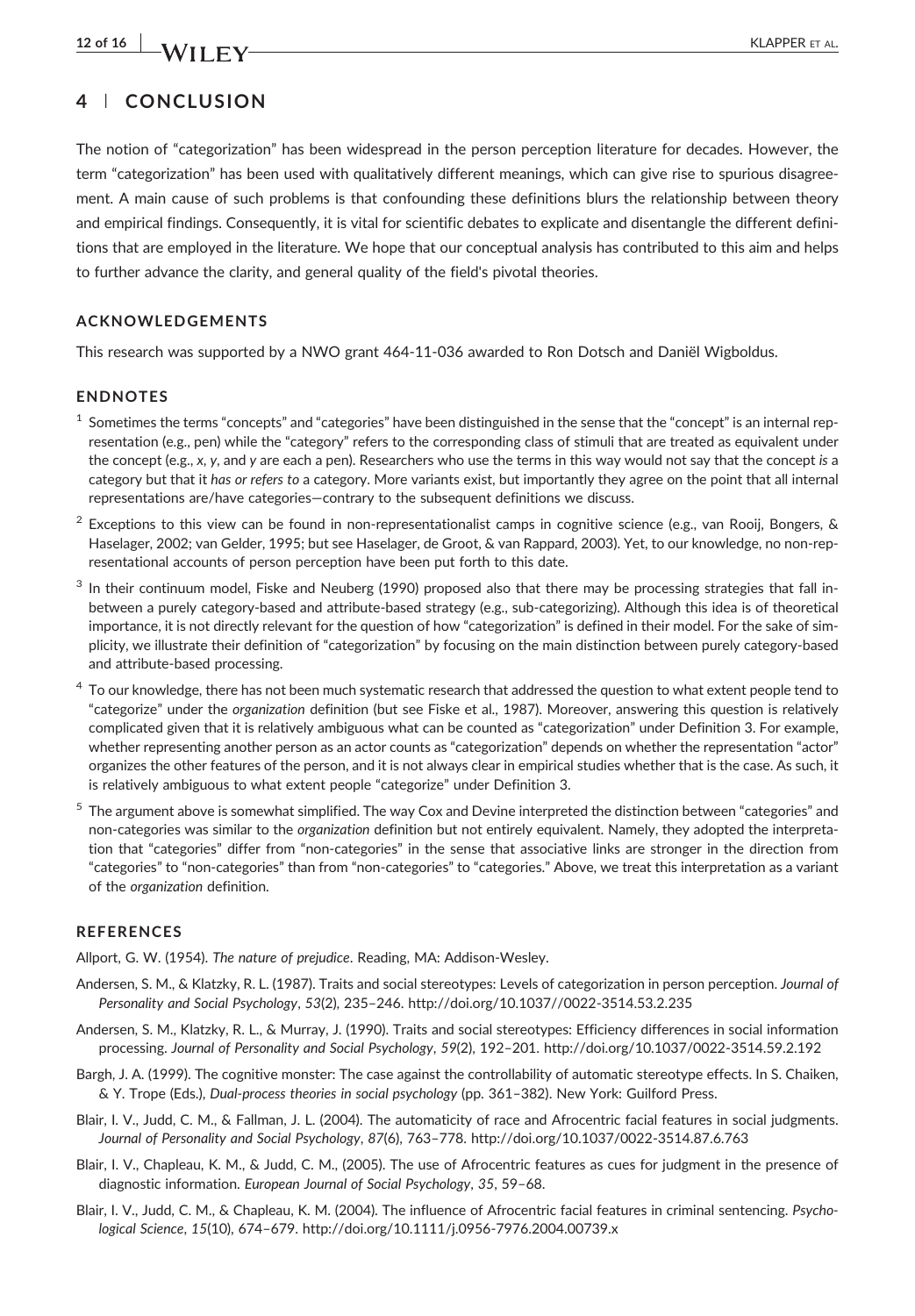## 4 | CONCLUSION

The notion of "categorization" has been widespread in the person perception literature for decades. However, the term "categorization" has been used with qualitatively different meanings, which can give rise to spurious disagreement. A main cause of such problems is that confounding these definitions blurs the relationship between theory and empirical findings. Consequently, it is vital for scientific debates to explicate and disentangle the different definitions that are employed in the literature. We hope that our conceptual analysis has contributed to this aim and helps to further advance the clarity, and general quality of the field's pivotal theories.

### ACKNOWLEDGEMENTS

This research was supported by a NWO grant 464-11-036 awarded to Ron Dotsch and Daniël Wigboldus.

### ENDNOTES

[1] Sometimes the terms "concepts" and "categories" have been distinguished in the sense that the "concept" is an internal representation (e.g., pen) while the "category" refers to the corresponding class of stimuli that are treated as equivalent under the concept (e.g., *x*, *y*, and *y* are each a pen). Researchers who use the terms in this way would not say that the concept *is* a category but that it *has or refers to* a category. More variants exist, but importantly they agree on the point that all internal representations are/have categories—contrary to the subsequent definitions we discuss.

[2] Exceptions to this view can be found in non-representationalist camps in cognitive science (e.g., van Rooij, Bongers, & Haselager, 2002; van Gelder, 1995; but see Haselager, de Groot, & van Rappard, 2003). Yet, to our knowledge, no non-representational accounts of person perception have been put forth to this date.

[3] In their continuum model, Fiske and Neuberg (1990) proposed also that there may be processing strategies that fall in-between a purely category-based and attribute-based strategy (e.g., sub-categorizing). Although this idea is of theoretical importance, it is not directly relevant for the question of how "categorization" is defined in their model. For the sake of simplicity, we illustrate their definition of "categorization" by focusing on the main distinction between purely category-based and attribute-based processing.

[4] To our knowledge, there has not been much systematic research that addressed the question to what extent people tend to "categorize" under the *organization* definition (but see Fiske et al., 1987). Moreover, answering this question is relatively complicated given that it is relatively ambiguous what can be counted as "categorization" under Definition 3. For example, whether representing another person as an actor counts as "categorization" depends on whether the representation "actor" organizes the other features of the person, and it is not always clear in empirical studies whether that is the case. As such, it is relatively ambiguous to what extent people "categorize" under Definition 3.

[5] The argument above is somewhat simplified. The way Cox and Devine interpreted the distinction between "categories" and non-categories was similar to the *organization* definition but not entirely equivalent. Namely, they adopted the interpretation that "categories" differ from "non-categories" in the sense that associative links are stronger in the direction from "categories" to "non-categories" than from "non-categories" to "categories." Above, we treat this interpretation as a variant of the *organization* definition.

### REFERENCES

Allport, G. W. (1954). *The nature of prejudice*. Reading, MA: Addison-Wesley.

Andersen, S. M., & Klatzky, R. L. (1987). Traits and social stereotypes: Levels of categorization in person perception. *Journal of Personality and Social Psychology*, *53*(2), 235–246. http://doi.org/10.1037//0022-3514.53.2.235

Andersen, S. M., Klatzky, R. L., & Murray, J. (1990). Traits and social stereotypes: Efficiency differences in social information processing. *Journal of Personality and Social Psychology*, *59*(2), 192–201. http://doi.org/10.1037/0022-3514.59.2.192

Bargh, J. A. (1999). The cognitive monster: The case against the controllability of automatic stereotype effects. In S. Chaiken, & Y. Trope (Eds.), *Dual-process theories in social psychology* (pp. 361–382). New York: Guilford Press.

Blair, I. V., Judd, C. M., & Fallman, J. L. (2004). The automaticity of race and Afrocentric facial features in social judgments. *Journal of Personality and Social Psychology*, *87*(6), 763–778. http://doi.org/10.1037/0022-3514.87.6.763

Blair, I. V., Chapleau, K. M., & Judd, C. M., (2005). The use of Afrocentric features as cues for judgment in the presence of diagnostic information. *European Journal of Social Psychology*, *35*, 59–68.

Blair, I. V., Judd, C. M., & Chapleau, K. M. (2004). The influence of Afrocentric facial features in criminal sentencing. *Psychological Science*, *15*(10), 674–679. http://doi.org/10.1111/j.0956-7976.2004.00739.x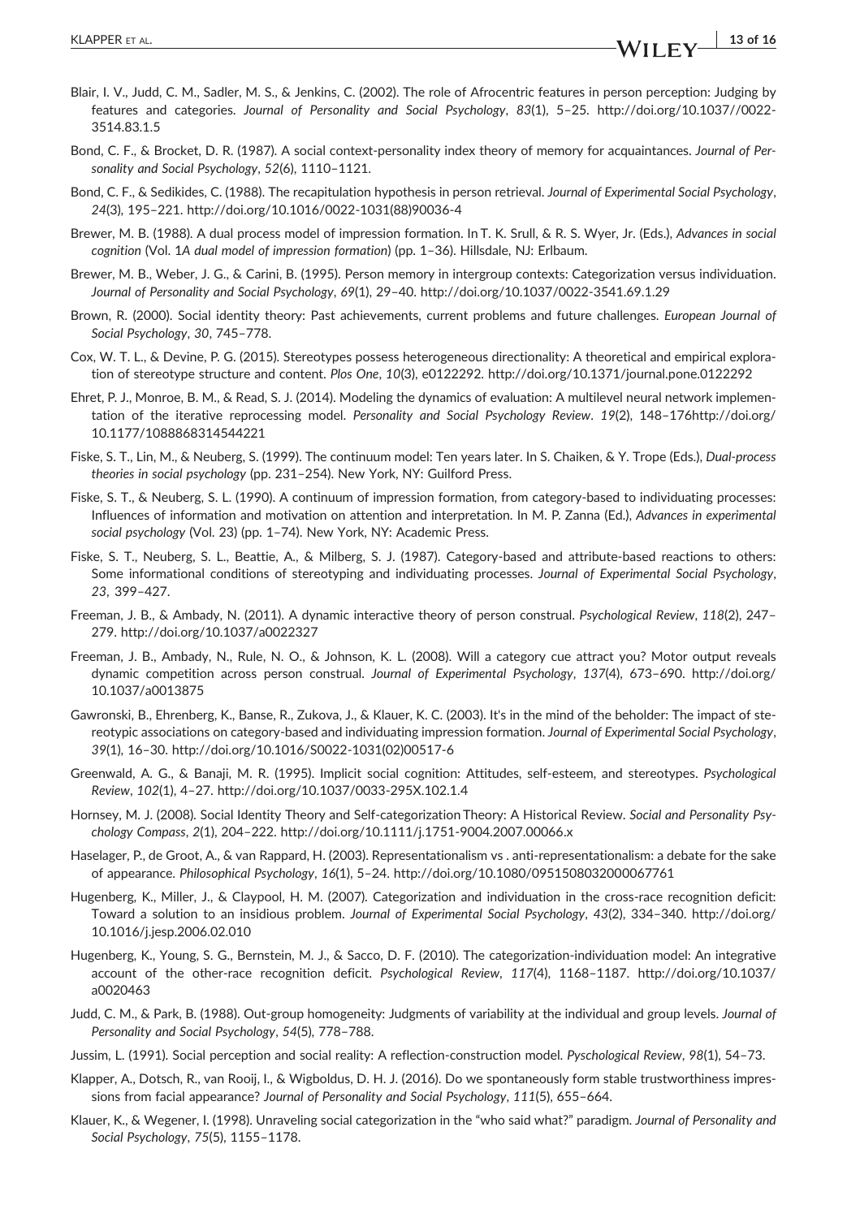Blair, I. V., Judd, C. M., Sadler, M. S., & Jenkins, C. (2002). The role of Afrocentric features in person perception: Judging by features and categories. *Journal of Personality and Social Psychology*, *83*(1), 5–25. http://doi.org/10.1037//0022-3514.83.1.5

Bond, C. F., & Brocket, D. R. (1987). A social context-personality index theory of memory for acquaintances. *Journal of Personality and Social Psychology*, *52*(6), 1110–1121.

Bond, C. F., & Sedikides, C. (1988). The recapitulation hypothesis in person retrieval. *Journal of Experimental Social Psychology*, *24*(3), 195–221. http://doi.org/10.1016/0022-1031(88)90036-4

Brewer, M. B. (1988). A dual process model of impression formation. In T. K. Srull, & R. S. Wyer, Jr. (Eds.), *Advances in social cognition* (Vol. 1*A dual model of impression formation*) (pp. 1–36). Hillsdale, NJ: Erlbaum.

Brewer, M. B., Weber, J. G., & Carini, B. (1995). Person memory in intergroup contexts: Categorization versus individuation. *Journal of Personality and Social Psychology*, *69*(1), 29–40. http://doi.org/10.1037/0022-3541.69.1.29

Brown, R. (2000). Social identity theory: Past achievements, current problems and future challenges. *European Journal of Social Psychology*, *30*, 745–778.

Cox, W. T. L., & Devine, P. G. (2015). Stereotypes possess heterogeneous directionality: A theoretical and empirical exploration of stereotype structure and content. *Plos One*, *10*(3), e0122292. http://doi.org/10.1371/journal.pone.0122292

Ehret, P. J., Monroe, B. M., & Read, S. J. (2014). Modeling the dynamics of evaluation: A multilevel neural network implementation of the iterative reprocessing model. *Personality and Social Psychology Review*. *19*(2), 148–176http://doi.org/10.1177/1088868314544221

Fiske, S. T., Lin, M., & Neuberg, S. (1999). The continuum model: Ten years later. In S. Chaiken, & Y. Trope (Eds.), *Dual-process theories in social psychology* (pp. 231–254). New York, NY: Guilford Press.

Fiske, S. T., & Neuberg, S. L. (1990). A continuum of impression formation, from category-based to individuating processes: Influences of information and motivation on attention and interpretation. In M. P. Zanna (Ed.), *Advances in experimental social psychology* (Vol. 23) (pp. 1–74). New York, NY: Academic Press.

Fiske, S. T., Neuberg, S. L., Beattie, A., & Milberg, S. J. (1987). Category-based and attribute-based reactions to others: Some informational conditions of stereotyping and individuating processes. *Journal of Experimental Social Psychology*, *23*, 399–427.

Freeman, J. B., & Ambady, N. (2011). A dynamic interactive theory of person construal. *Psychological Review*, *118*(2), 247–279. http://doi.org/10.1037/a0022327

Freeman, J. B., Ambady, N., Rule, N. O., & Johnson, K. L. (2008). Will a category cue attract you? Motor output reveals dynamic competition across person construal. *Journal of Experimental Psychology*, *137*(4), 673–690. http://doi.org/10.1037/a0013875

Gawronski, B., Ehrenberg, K., Banse, R., Zukova, J., & Klauer, K. C. (2003). It's in the mind of the beholder: The impact of stereotypic associations on category-based and individuating impression formation. *Journal of Experimental Social Psychology*, *39*(1), 16–30. http://doi.org/10.1016/S0022-1031(02)00517-6

Greenwald, A. G., & Banaji, M. R. (1995). Implicit social cognition: Attitudes, self-esteem, and stereotypes. *Psychological Review*, *102*(1), 4–27. http://doi.org/10.1037/0033-295X.102.1.4

Hornsey, M. J. (2008). Social Identity Theory and Self-categorization Theory: A Historical Review. *Social and Personality Psychology Compass*, *2*(1), 204–222. http://doi.org/10.1111/j.1751-9004.2007.00066.x

Haselager, P., de Groot, A., & van Rappard, H. (2003). Representationalism vs . anti-representationalism: a debate for the sake of appearance. *Philosophical Psychology*, *16*(1), 5–24. http://doi.org/10.1080/0951508032000067761

Hugenberg, K., Miller, J., & Claypool, H. M. (2007). Categorization and individuation in the cross-race recognition deficit: Toward a solution to an insidious problem. *Journal of Experimental Social Psychology*, *43*(2), 334–340. http://doi.org/10.1016/j.jesp.2006.02.010

Hugenberg, K., Young, S. G., Bernstein, M. J., & Sacco, D. F. (2010). The categorization-individuation model: An integrative account of the other-race recognition deficit. *Psychological Review*, *117*(4), 1168–1187. http://doi.org/10.1037/a0020463

Judd, C. M., & Park, B. (1988). Out-group homogeneity: Judgments of variability at the individual and group levels. *Journal of Personality and Social Psychology*, *54*(5), 778–788.

Jussim, L. (1991). Social perception and social reality: A reflection-construction model. *Pyschological Review*, *98*(1), 54–73.

Klapper, A., Dotsch, R., van Rooij, I., & Wigboldus, D. H. J. (2016). Do we spontaneously form stable trustworthiness impressions from facial appearance? *Journal of Personality and Social Psychology*, *111*(5), 655–664.

Klauer, K., & Wegener, I. (1998). Unraveling social categorization in the "who said what?" paradigm. *Journal of Personality and Social Psychology*, *75*(5), 1155–1178.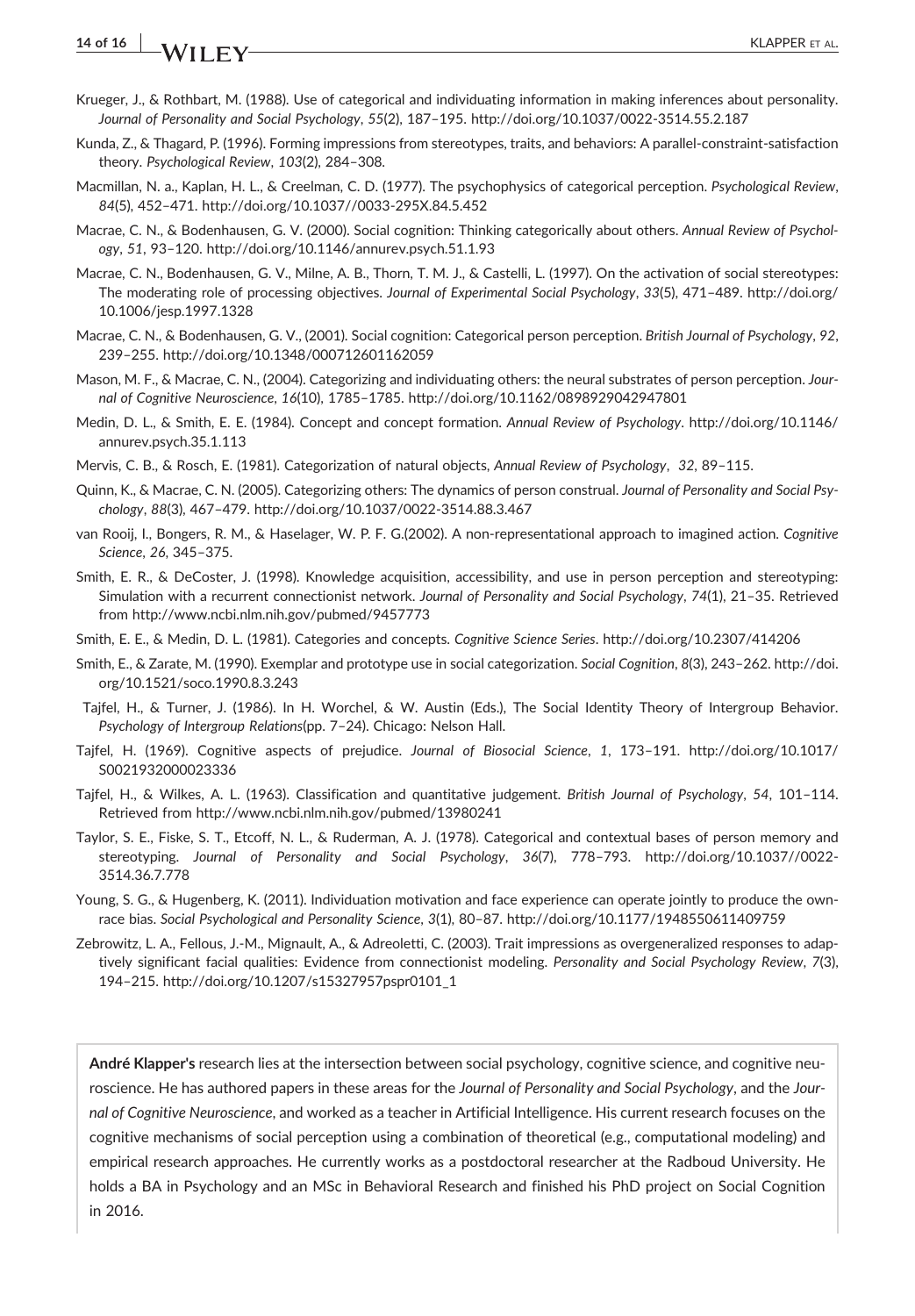Krueger, J., & Rothbart, M. (1988). Use of categorical and individuating information in making inferences about personality. *Journal of Personality and Social Psychology*, *55*(2), 187–195. http://doi.org/10.1037/0022-3514.55.2.187

Kunda, Z., & Thagard, P. (1996). Forming impressions from stereotypes, traits, and behaviors: A parallel-constraint-satisfaction theory. *Psychological Review*, *103*(2), 284–308.

Macmillan, N. a., Kaplan, H. L., & Creelman, C. D. (1977). The psychophysics of categorical perception. *Psychological Review*, *84*(5), 452–471. http://doi.org/10.1037//0033-295X.84.5.452

Macrae, C. N., & Bodenhausen, G. V. (2000). Social cognition: Thinking categorically about others. *Annual Review of Psychology*, *51*, 93–120. http://doi.org/10.1146/annurev.psych.51.1.93

Macrae, C. N., Bodenhausen, G. V., Milne, A. B., Thorn, T. M. J., & Castelli, L. (1997). On the activation of social stereotypes: The moderating role of processing objectives. *Journal of Experimental Social Psychology*, *33*(5), 471–489. http://doi.org/10.1006/jesp.1997.1328

Macrae, C. N., & Bodenhausen, G. V., (2001). Social cognition: Categorical person perception. *British Journal of Psychology*, *92*, 239–255. http://doi.org/10.1348/000712601162059

Mason, M. F., & Macrae, C. N., (2004). Categorizing and individuating others: the neural substrates of person perception. *Journal of Cognitive Neuroscience*, *16*(10), 1785–1785. http://doi.org/10.1162/0898929042947801

Medin, D. L., & Smith, E. E. (1984). Concept and concept formation. *Annual Review of Psychology*. http://doi.org/10.1146/annurev.psych.35.1.113

Mervis, C. B., & Rosch, E. (1981). Categorization of natural objects, *Annual Review of Psychology*, *32*, 89–115.

Quinn, K., & Macrae, C. N. (2005). Categorizing others: The dynamics of person construal. *Journal of Personality and Social Psychology*, *88*(3), 467–479. http://doi.org/10.1037/0022-3514.88.3.467

van Rooij, I., Bongers, R. M., & Haselager, W. P. F. G.(2002). A non-representational approach to imagined action. *Cognitive Science*, *26*, 345–375.

Smith, E. R., & DeCoster, J. (1998). Knowledge acquisition, accessibility, and use in person perception and stereotyping: Simulation with a recurrent connectionist network. *Journal of Personality and Social Psychology*, *74*(1), 21–35. Retrieved from http://www.ncbi.nlm.nih.gov/pubmed/9457773

Smith, E. E., & Medin, D. L. (1981). Categories and concepts. *Cognitive Science Series*. http://doi.org/10.2307/414206

Smith, E., & Zarate, M. (1990). Exemplar and prototype use in social categorization. *Social Cognition*, *8*(3), 243–262. http://doi.org/10.1521/soco.1990.8.3.243

Tajfel, H., & Turner, J. (1986). In H. Worchel, & W. Austin (Eds.), The Social Identity Theory of Intergroup Behavior. *Psychology of Intergroup Relations*(pp. 7–24). Chicago: Nelson Hall.

Tajfel, H. (1969). Cognitive aspects of prejudice. *Journal of Biosocial Science*, *1*, 173–191. http://doi.org/10.1017/S0021932000023336

Tajfel, H., & Wilkes, A. L. (1963). Classification and quantitative judgement. *British Journal of Psychology*, *54*, 101–114. Retrieved from http://www.ncbi.nlm.nih.gov/pubmed/13980241

Taylor, S. E., Fiske, S. T., Etcoff, N. L., & Ruderman, A. J. (1978). Categorical and contextual bases of person memory and stereotyping. *Journal of Personality and Social Psychology*, *36*(7), 778–793. http://doi.org/10.1037//0022-3514.36.7.778

Young, S. G., & Hugenberg, K. (2011). Individuation motivation and face experience can operate jointly to produce the own-race bias. *Social Psychological and Personality Science*, *3*(1), 80–87. http://doi.org/10.1177/1948550611409759

Zebrowitz, L. A., Fellous, J.-M., Mignault, A., & Adreoletti, C. (2003). Trait impressions as overgeneralized responses to adaptively significant facial qualities: Evidence from connectionist modeling. *Personality and Social Psychology Review*, *7*(3), 194–215. http://doi.org/10.1207/s15327957pspr0101_1

**André Klapper's** research lies at the intersection between social psychology, cognitive science, and cognitive neuroscience. He has authored papers in these areas for the *Journal of Personality and Social Psychology*, and the *Journal of Cognitive Neuroscience*, and worked as a teacher in Artificial Intelligence. His current research focuses on the cognitive mechanisms of social perception using a combination of theoretical (e.g., computational modeling) and empirical research approaches. He currently works as a postdoctoral researcher at the Radboud University. He holds a BA in Psychology and an MSc in Behavioral Research and finished his PhD project on Social Cognition in 2016.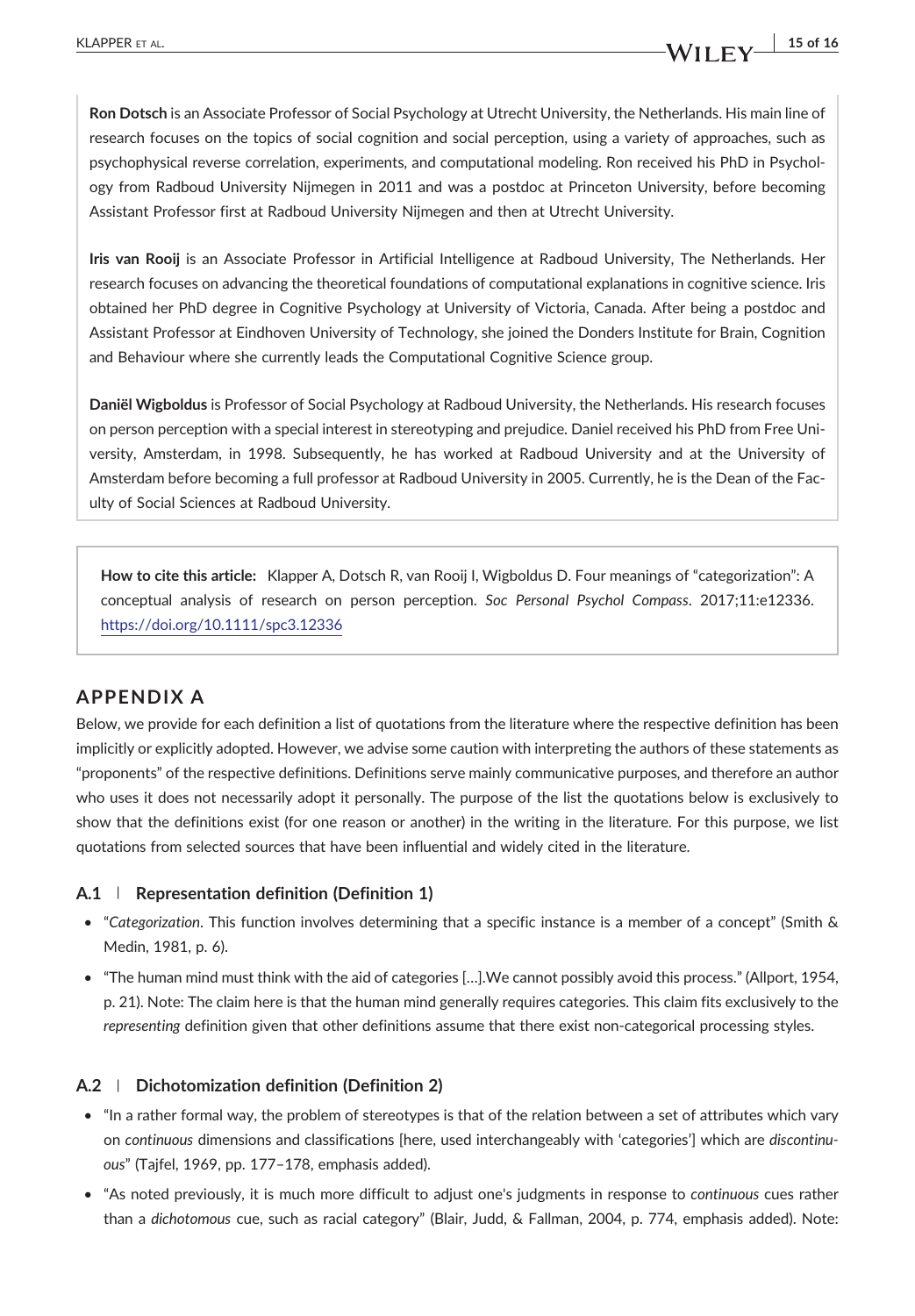**Ron Dotsch** is an Associate Professor of Social Psychology at Utrecht University, the Netherlands. His main line of research focuses on the topics of social cognition and social perception, using a variety of approaches, such as psychophysical reverse correlation, experiments, and computational modeling. Ron received his PhD in Psychology from Radboud University Nijmegen in 2011 and was a postdoc at Princeton University, before becoming Assistant Professor first at Radboud University Nijmegen and then at Utrecht University.

**Iris van Rooij** is an Associate Professor in Artificial Intelligence at Radboud University, The Netherlands. Her research focuses on advancing the theoretical foundations of computational explanations in cognitive science. Iris obtained her PhD degree in Cognitive Psychology at University of Victoria, Canada. After being a postdoc and Assistant Professor at Eindhoven University of Technology, she joined the Donders Institute for Brain, Cognition and Behaviour where she currently leads the Computational Cognitive Science group.

**Daniël Wigboldus** is Professor of Social Psychology at Radboud University, the Netherlands. His research focuses on person perception with a special interest in stereotyping and prejudice. Daniel received his PhD from Free University, Amsterdam, in 1998. Subsequently, he has worked at Radboud University and at the University of Amsterdam before becoming a full professor at Radboud University in 2005. Currently, he is the Dean of the Faculty of Social Sciences at Radboud University.

**How to cite this article:** Klapper A, Dotsch R, van Rooij I, Wigboldus D. Four meanings of "categorization": A conceptual analysis of research on person perception. *Soc Personal Psychol Compass*. 2017;11:e12336. https://doi.org/10.1111/spc3.12336

## APPENDIX A

Below, we provide for each definition a list of quotations from the literature where the respective definition has been implicitly or explicitly adopted. However, we advise some caution with interpreting the authors of these statements as "proponents" of the respective definitions. Definitions serve mainly communicative purposes, and therefore an author who uses it does not necessarily adopt it personally. The purpose of the list the quotations below is exclusively to show that the definitions exist (for one reason or another) in the writing in the literature. For this purpose, we list quotations from selected sources that have been influential and widely cited in the literature.

### A.1 | Representation definition (Definition 1)

- "*Categorization*. This function involves determining that a specific instance is a member of a concept" (Smith & Medin, 1981, p. 6).
- "The human mind must think with the aid of categories […].We cannot possibly avoid this process." (Allport, 1954, p. 21). Note: The claim here is that the human mind generally requires categories. This claim fits exclusively to the *representing* definition given that other definitions assume that there exist non-categorical processing styles.

### A.2 | Dichotomization definition (Definition 2)

- "In a rather formal way, the problem of stereotypes is that of the relation between a set of attributes which vary on *continuous* dimensions and classifications [here, used interchangeably with 'categories'] which are *discontinuous*" (Tajfel, 1969, pp. 177–178, emphasis added).
- "As noted previously, it is much more difficult to adjust one's judgments in response to *continuous* cues rather than a *dichotomous* cue, such as racial category" (Blair, Judd, & Fallman, 2004, p. 774, emphasis added). Note: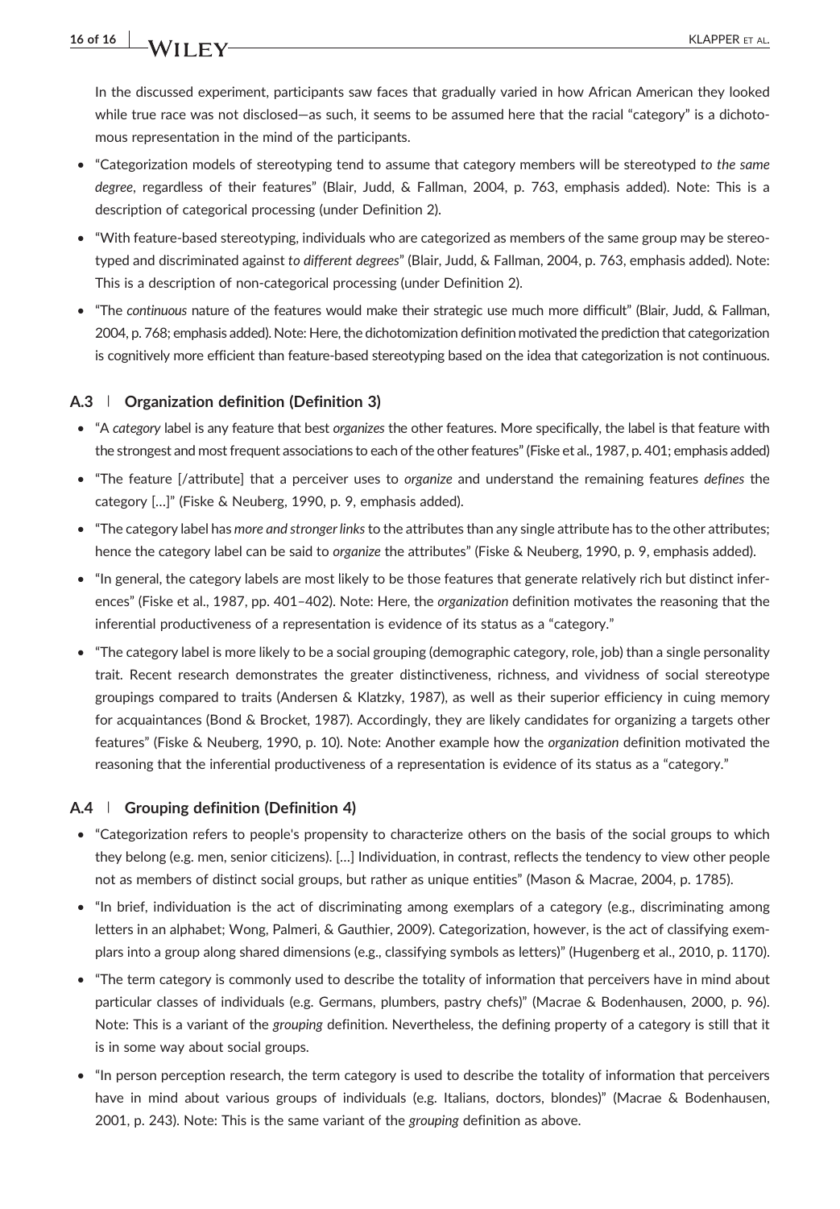In the discussed experiment, participants saw faces that gradually varied in how African American they looked while true race was not disclosed—as such, it seems to be assumed here that the racial "category" is a dichotomous representation in the mind of the participants.

- "Categorization models of stereotyping tend to assume that category members will be stereotyped *to the same degree*, regardless of their features" (Blair, Judd, & Fallman, 2004, p. 763, emphasis added). Note: This is a description of categorical processing (under Definition 2).
- "With feature-based stereotyping, individuals who are categorized as members of the same group may be stereotyped and discriminated against *to different degrees*" (Blair, Judd, & Fallman, 2004, p. 763, emphasis added). Note: This is a description of non-categorical processing (under Definition 2).
- "The *continuous* nature of the features would make their strategic use much more difficult" (Blair, Judd, & Fallman, 2004, p. 768; emphasis added). Note: Here, the dichotomization definition motivated the prediction that categorization is cognitively more efficient than feature-based stereotyping based on the idea that categorization is not continuous.

### A.3 | Organization definition (Definition 3)

- "A *category* label is any feature that best *organizes* the other features. More specifically, the label is that feature with the strongest and most frequent associations to each of the other features" (Fiske et al., 1987, p. 401; emphasis added)
- "The feature [/attribute] that a perceiver uses to *organize* and understand the remaining features *defines* the category […]" (Fiske & Neuberg, 1990, p. 9, emphasis added).
- "The category label has *more and stronger links* to the attributes than any single attribute has to the other attributes; hence the category label can be said to *organize* the attributes" (Fiske & Neuberg, 1990, p. 9, emphasis added).
- "In general, the category labels are most likely to be those features that generate relatively rich but distinct inferences" (Fiske et al., 1987, pp. 401–402). Note: Here, the *organization* definition motivates the reasoning that the inferential productiveness of a representation is evidence of its status as a "category."
- "The category label is more likely to be a social grouping (demographic category, role, job) than a single personality trait. Recent research demonstrates the greater distinctiveness, richness, and vividness of social stereotype groupings compared to traits (Andersen & Klatzky, 1987), as well as their superior efficiency in cuing memory for acquaintances (Bond & Brocket, 1987). Accordingly, they are likely candidates for organizing a targets other features" (Fiske & Neuberg, 1990, p. 10). Note: Another example how the *organization* definition motivated the reasoning that the inferential productiveness of a representation is evidence of its status as a "category."

### A.4 | Grouping definition (Definition 4)

- "Categorization refers to people's propensity to characterize others on the basis of the social groups to which they belong (e.g. men, senior citicizens). […] Individuation, in contrast, reflects the tendency to view other people not as members of distinct social groups, but rather as unique entities" (Mason & Macrae, 2004, p. 1785).
- "In brief, individuation is the act of discriminating among exemplars of a category (e.g., discriminating among letters in an alphabet; Wong, Palmeri, & Gauthier, 2009). Categorization, however, is the act of classifying exemplars into a group along shared dimensions (e.g., classifying symbols as letters)" (Hugenberg et al., 2010, p. 1170).
- "The term category is commonly used to describe the totality of information that perceivers have in mind about particular classes of individuals (e.g. Germans, plumbers, pastry chefs)" (Macrae & Bodenhausen, 2000, p. 96). Note: This is a variant of the *grouping* definition. Nevertheless, the defining property of a category is still that it is in some way about social groups.
- "In person perception research, the term category is used to describe the totality of information that perceivers have in mind about various groups of individuals (e.g. Italians, doctors, blondes)" (Macrae & Bodenhausen, 2001, p. 243). Note: This is the same variant of the *grouping* definition as above.